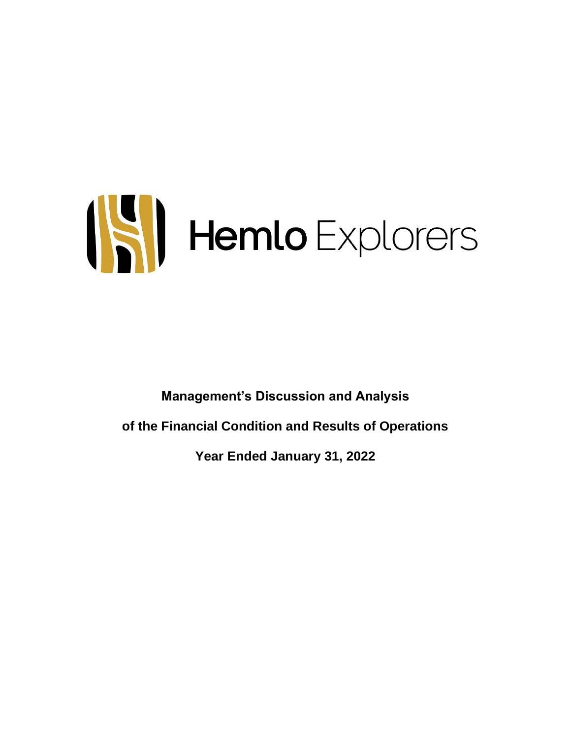Hemlo Explorers

**Management's Discussion and Analysis**

**of the Financial Condition and Results of Operations**

**Year Ended January 31, 2022**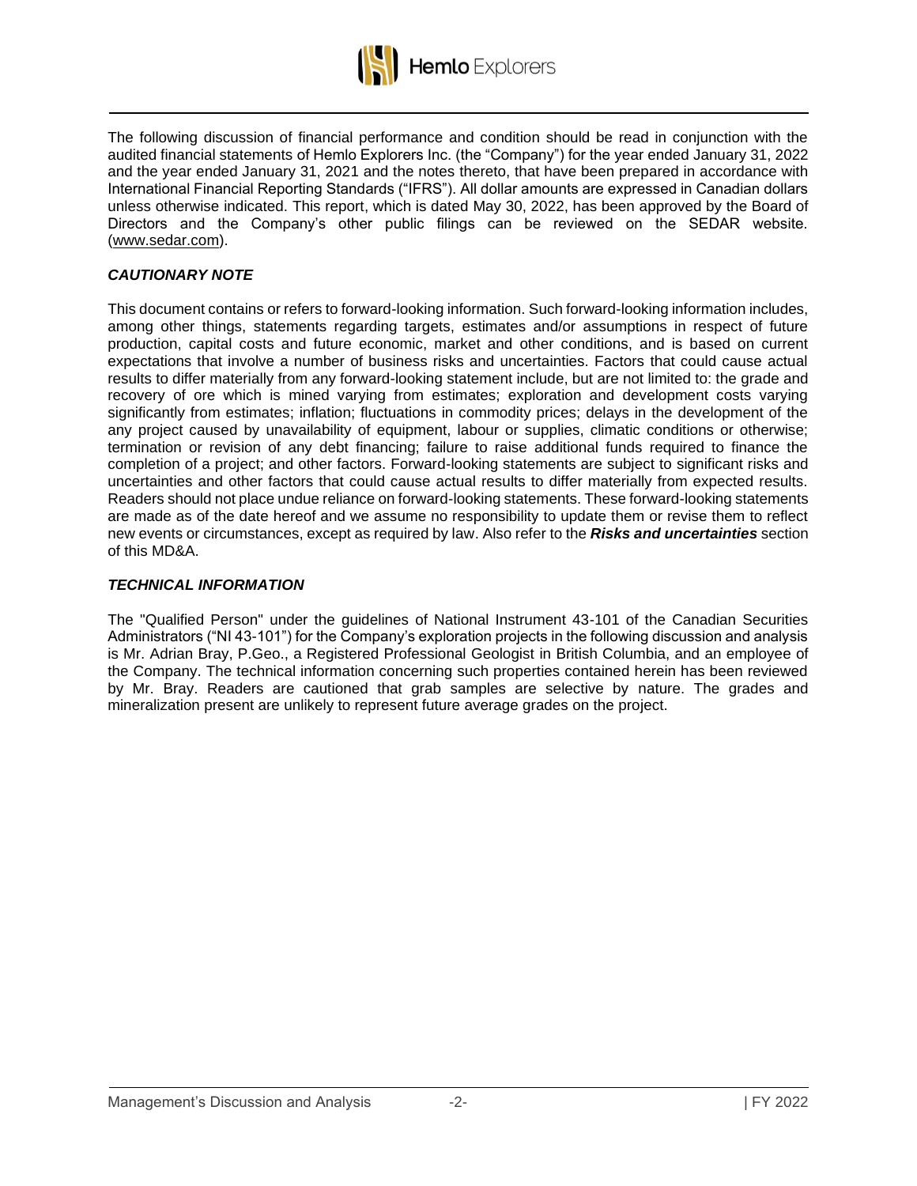The following discussion of financial performance and condition should be read in conjunction with the audited financial statements of Hemlo Explorers Inc. (the "Company") for the year ended January 31, 2022 and the year ended January 31, 2021 and the notes thereto, that have been prepared in accordance with International Financial Reporting Standards ("IFRS"). All dollar amounts are expressed in Canadian dollars unless otherwise indicated. This report, which is dated May 30, 2022, has been approved by the Board of Directors and the Company's other public filings can be reviewed on the SEDAR website. (www.sedar.com).

### *CAUTIONARY NOTE*

This document contains or refers to forward-looking information. Such forward-looking information includes, among other things, statements regarding targets, estimates and/or assumptions in respect of future production, capital costs and future economic, market and other conditions, and is based on current expectations that involve a number of business risks and uncertainties. Factors that could cause actual results to differ materially from any forward-looking statement include, but are not limited to: the grade and recovery of ore which is mined varying from estimates; exploration and development costs varying significantly from estimates; inflation; fluctuations in commodity prices; delays in the development of the any project caused by unavailability of equipment, labour or supplies, climatic conditions or otherwise; termination or revision of any debt financing; failure to raise additional funds required to finance the completion of a project; and other factors. Forward-looking statements are subject to significant risks and uncertainties and other factors that could cause actual results to differ materially from expected results. Readers should not place undue reliance on forward-looking statements. These forward-looking statements are made as of the date hereof and we assume no responsibility to update them or revise them to reflect new events or circumstances, except as required by law. Also refer to the ***Risks and uncertainties*** section of this MD&A.

### *TECHNICAL INFORMATION*

The "Qualified Person" under the guidelines of National Instrument 43-101 of the Canadian Securities Administrators ("NI 43-101") for the Company's exploration projects in the following discussion and analysis is Mr. Adrian Bray, P.Geo., a Registered Professional Geologist in British Columbia, and an employee of the Company. The technical information concerning such properties contained herein has been reviewed by Mr. Bray. Readers are cautioned that grab samples are selective by nature. The grades and mineralization present are unlikely to represent future average grades on the project.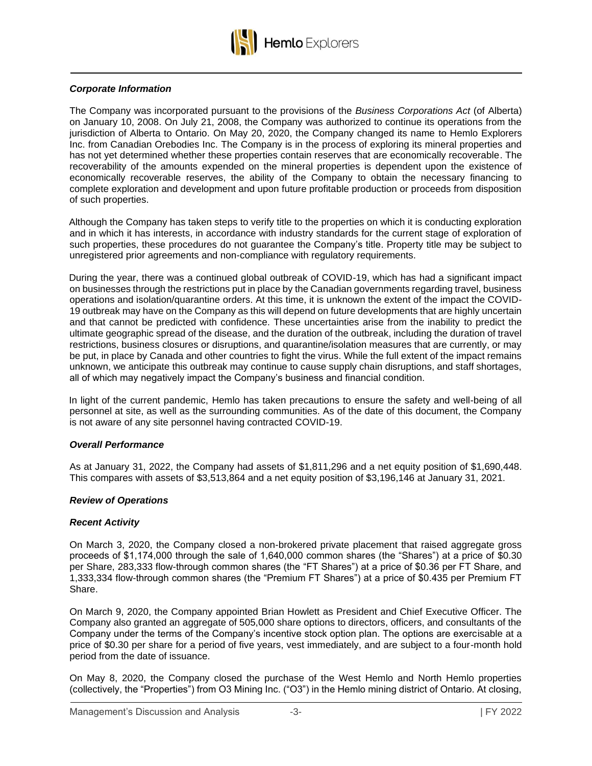### *Corporate Information*

The Company was incorporated pursuant to the provisions of the *Business Corporations Act* (of Alberta) on January 10, 2008. On July 21, 2008, the Company was authorized to continue its operations from the jurisdiction of Alberta to Ontario. On May 20, 2020, the Company changed its name to Hemlo Explorers Inc. from Canadian Orebodies Inc. The Company is in the process of exploring its mineral properties and has not yet determined whether these properties contain reserves that are economically recoverable. The recoverability of the amounts expended on the mineral properties is dependent upon the existence of economically recoverable reserves, the ability of the Company to obtain the necessary financing to complete exploration and development and upon future profitable production or proceeds from disposition of such properties.

Although the Company has taken steps to verify title to the properties on which it is conducting exploration and in which it has interests, in accordance with industry standards for the current stage of exploration of such properties, these procedures do not guarantee the Company's title. Property title may be subject to unregistered prior agreements and non-compliance with regulatory requirements.

During the year, there was a continued global outbreak of COVID-19, which has had a significant impact on businesses through the restrictions put in place by the Canadian governments regarding travel, business operations and isolation/quarantine orders. At this time, it is unknown the extent of the impact the COVID-19 outbreak may have on the Company as this will depend on future developments that are highly uncertain and that cannot be predicted with confidence. These uncertainties arise from the inability to predict the ultimate geographic spread of the disease, and the duration of the outbreak, including the duration of travel restrictions, business closures or disruptions, and quarantine/isolation measures that are currently, or may be put, in place by Canada and other countries to fight the virus. While the full extent of the impact remains unknown, we anticipate this outbreak may continue to cause supply chain disruptions, and staff shortages, all of which may negatively impact the Company's business and financial condition.

In light of the current pandemic, Hemlo has taken precautions to ensure the safety and well-being of all personnel at site, as well as the surrounding communities. As of the date of this document, the Company is not aware of any site personnel having contracted COVID-19.

### *Overall Performance*

As at January 31, 2022, the Company had assets of $1,811,296 and a net equity position of $1,690,448. This compares with assets of $3,513,864 and a net equity position of $3,196,146 at January 31, 2021.

### *Review of Operations*

### *Recent Activity*

On March 3, 2020, the Company closed a non-brokered private placement that raised aggregate gross proceeds of $1,174,000 through the sale of 1,640,000 common shares (the "Shares") at a price of $0.30 per Share, 283,333 flow-through common shares (the "FT Shares") at a price of $0.36 per FT Share, and 1,333,334 flow-through common shares (the "Premium FT Shares") at a price of $0.435 per Premium FT Share.

On March 9, 2020, the Company appointed Brian Howlett as President and Chief Executive Officer. The Company also granted an aggregate of 505,000 share options to directors, officers, and consultants of the Company under the terms of the Company's incentive stock option plan. The options are exercisable at a price of $0.30 per share for a period of five years, vest immediately, and are subject to a four-month hold period from the date of issuance.

On May 8, 2020, the Company closed the purchase of the West Hemlo and North Hemlo properties (collectively, the "Properties") from O3 Mining Inc. ("O3") in the Hemlo mining district of Ontario. At closing,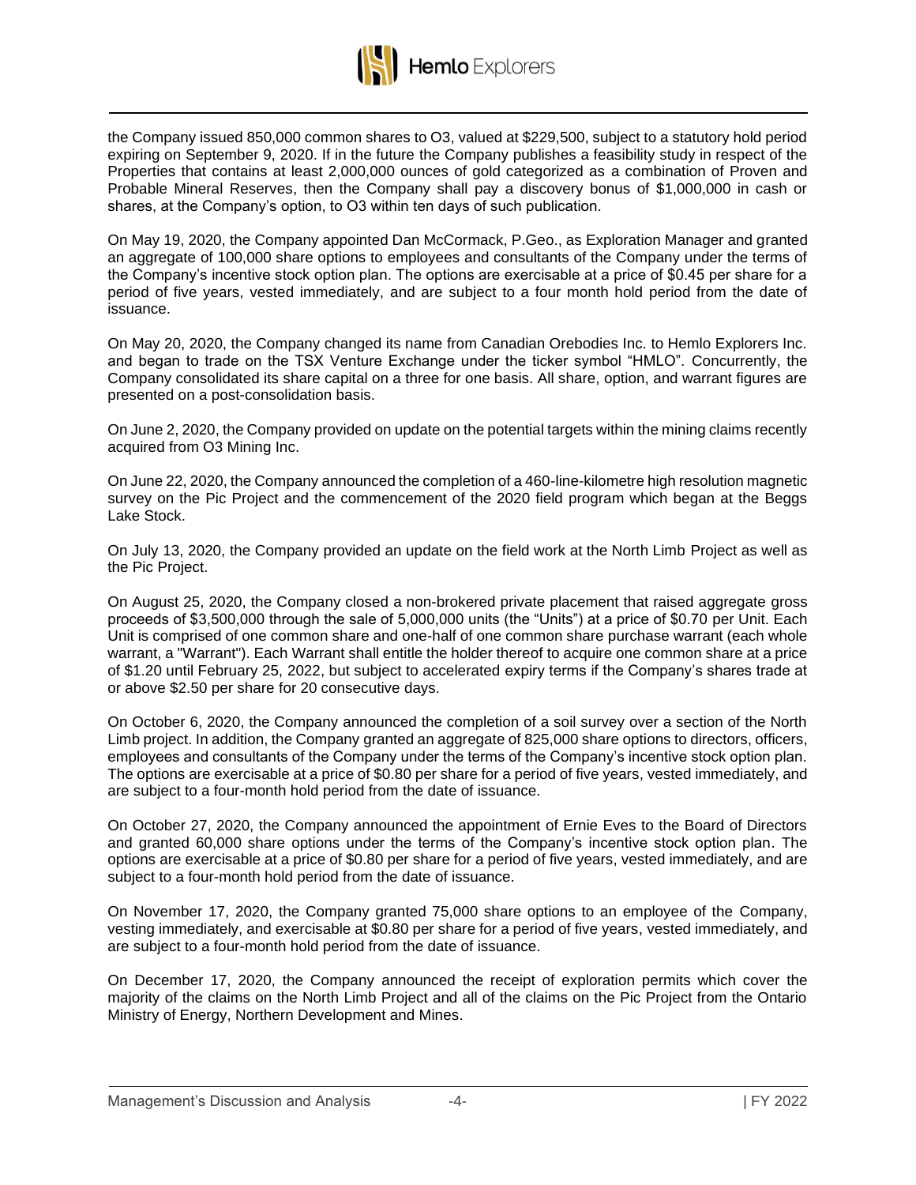the Company issued 850,000 common shares to O3, valued at $229,500, subject to a statutory hold period expiring on September 9, 2020. If in the future the Company publishes a feasibility study in respect of the Properties that contains at least 2,000,000 ounces of gold categorized as a combination of Proven and Probable Mineral Reserves, then the Company shall pay a discovery bonus of $1,000,000 in cash or shares, at the Company's option, to O3 within ten days of such publication.

On May 19, 2020, the Company appointed Dan McCormack, P.Geo., as Exploration Manager and granted an aggregate of 100,000 share options to employees and consultants of the Company under the terms of the Company's incentive stock option plan. The options are exercisable at a price of $0.45 per share for a period of five years, vested immediately, and are subject to a four month hold period from the date of issuance.

On May 20, 2020, the Company changed its name from Canadian Orebodies Inc. to Hemlo Explorers Inc. and began to trade on the TSX Venture Exchange under the ticker symbol "HMLO". Concurrently, the Company consolidated its share capital on a three for one basis. All share, option, and warrant figures are presented on a post-consolidation basis.

On June 2, 2020, the Company provided on update on the potential targets within the mining claims recently acquired from O3 Mining Inc.

On June 22, 2020, the Company announced the completion of a 460-line-kilometre high resolution magnetic survey on the Pic Project and the commencement of the 2020 field program which began at the Beggs Lake Stock.

On July 13, 2020, the Company provided an update on the field work at the North Limb Project as well as the Pic Project.

On August 25, 2020, the Company closed a non-brokered private placement that raised aggregate gross proceeds of $3,500,000 through the sale of 5,000,000 units (the "Units") at a price of $0.70 per Unit. Each Unit is comprised of one common share and one-half of one common share purchase warrant (each whole warrant, a "Warrant"). Each Warrant shall entitle the holder thereof to acquire one common share at a price of $1.20 until February 25, 2022, but subject to accelerated expiry terms if the Company's shares trade at or above $2.50 per share for 20 consecutive days.

On October 6, 2020, the Company announced the completion of a soil survey over a section of the North Limb project. In addition, the Company granted an aggregate of 825,000 share options to directors, officers, employees and consultants of the Company under the terms of the Company's incentive stock option plan. The options are exercisable at a price of $0.80 per share for a period of five years, vested immediately, and are subject to a four-month hold period from the date of issuance.

On October 27, 2020, the Company announced the appointment of Ernie Eves to the Board of Directors and granted 60,000 share options under the terms of the Company's incentive stock option plan. The options are exercisable at a price of $0.80 per share for a period of five years, vested immediately, and are subject to a four-month hold period from the date of issuance.

On November 17, 2020, the Company granted 75,000 share options to an employee of the Company, vesting immediately, and exercisable at $0.80 per share for a period of five years, vested immediately, and are subject to a four-month hold period from the date of issuance.

On December 17, 2020, the Company announced the receipt of exploration permits which cover the majority of the claims on the North Limb Project and all of the claims on the Pic Project from the Ontario Ministry of Energy, Northern Development and Mines.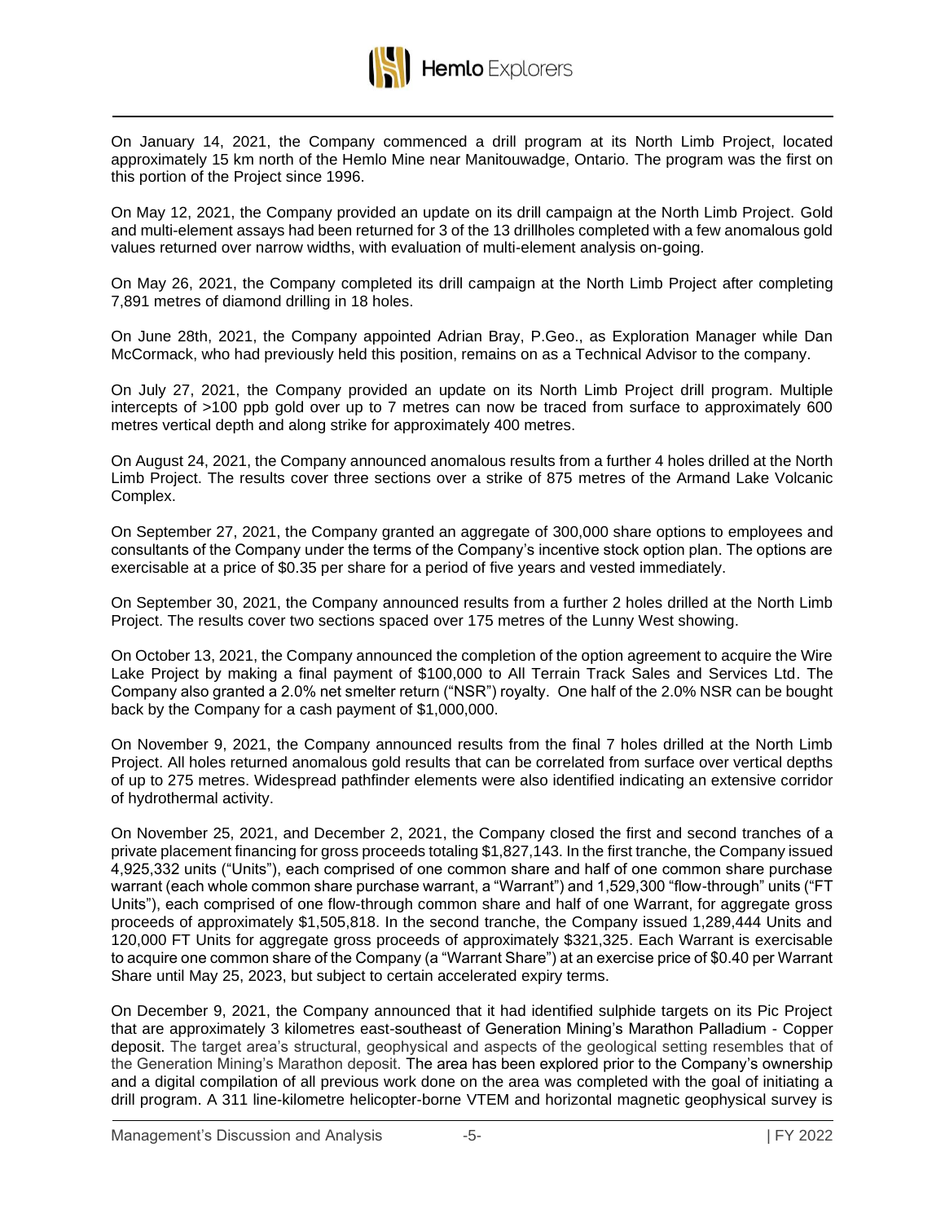On January 14, 2021, the Company commenced a drill program at its North Limb Project, located approximately 15 km north of the Hemlo Mine near Manitouwadge, Ontario. The program was the first on this portion of the Project since 1996.

On May 12, 2021, the Company provided an update on its drill campaign at the North Limb Project. Gold and multi-element assays had been returned for 3 of the 13 drillholes completed with a few anomalous gold values returned over narrow widths, with evaluation of multi-element analysis on-going.

On May 26, 2021, the Company completed its drill campaign at the North Limb Project after completing 7,891 metres of diamond drilling in 18 holes.

On June 28th, 2021, the Company appointed Adrian Bray, P.Geo., as Exploration Manager while Dan McCormack, who had previously held this position, remains on as a Technical Advisor to the company.

On July 27, 2021, the Company provided an update on its North Limb Project drill program. Multiple intercepts of >100 ppb gold over up to 7 metres can now be traced from surface to approximately 600 metres vertical depth and along strike for approximately 400 metres.

On August 24, 2021, the Company announced anomalous results from a further 4 holes drilled at the North Limb Project. The results cover three sections over a strike of 875 metres of the Armand Lake Volcanic Complex.

On September 27, 2021, the Company granted an aggregate of 300,000 share options to employees and consultants of the Company under the terms of the Company's incentive stock option plan. The options are exercisable at a price of $0.35 per share for a period of five years and vested immediately.

On September 30, 2021, the Company announced results from a further 2 holes drilled at the North Limb Project. The results cover two sections spaced over 175 metres of the Lunny West showing.

On October 13, 2021, the Company announced the completion of the option agreement to acquire the Wire Lake Project by making a final payment of $100,000 to All Terrain Track Sales and Services Ltd. The Company also granted a 2.0% net smelter return ("NSR") royalty. One half of the 2.0% NSR can be bought back by the Company for a cash payment of $1,000,000.

On November 9, 2021, the Company announced results from the final 7 holes drilled at the North Limb Project. All holes returned anomalous gold results that can be correlated from surface over vertical depths of up to 275 metres. Widespread pathfinder elements were also identified indicating an extensive corridor of hydrothermal activity.

On November 25, 2021, and December 2, 2021, the Company closed the first and second tranches of a private placement financing for gross proceeds totaling $1,827,143. In the first tranche, the Company issued 4,925,332 units ("Units"), each comprised of one common share and half of one common share purchase warrant (each whole common share purchase warrant, a "Warrant") and 1,529,300 "flow-through" units ("FT Units"), each comprised of one flow-through common share and half of one Warrant, for aggregate gross proceeds of approximately $1,505,818. In the second tranche, the Company issued 1,289,444 Units and 120,000 FT Units for aggregate gross proceeds of approximately $321,325. Each Warrant is exercisable to acquire one common share of the Company (a "Warrant Share") at an exercise price of $0.40 per Warrant Share until May 25, 2023, but subject to certain accelerated expiry terms.

On December 9, 2021, the Company announced that it had identified sulphide targets on its Pic Project that are approximately 3 kilometres east-southeast of Generation Mining's Marathon Palladium - Copper deposit. The target area's structural, geophysical and aspects of the geological setting resembles that of the Generation Mining's Marathon deposit. The area has been explored prior to the Company's ownership and a digital compilation of all previous work done on the area was completed with the goal of initiating a drill program. A 311 line-kilometre helicopter-borne VTEM and horizontal magnetic geophysical survey is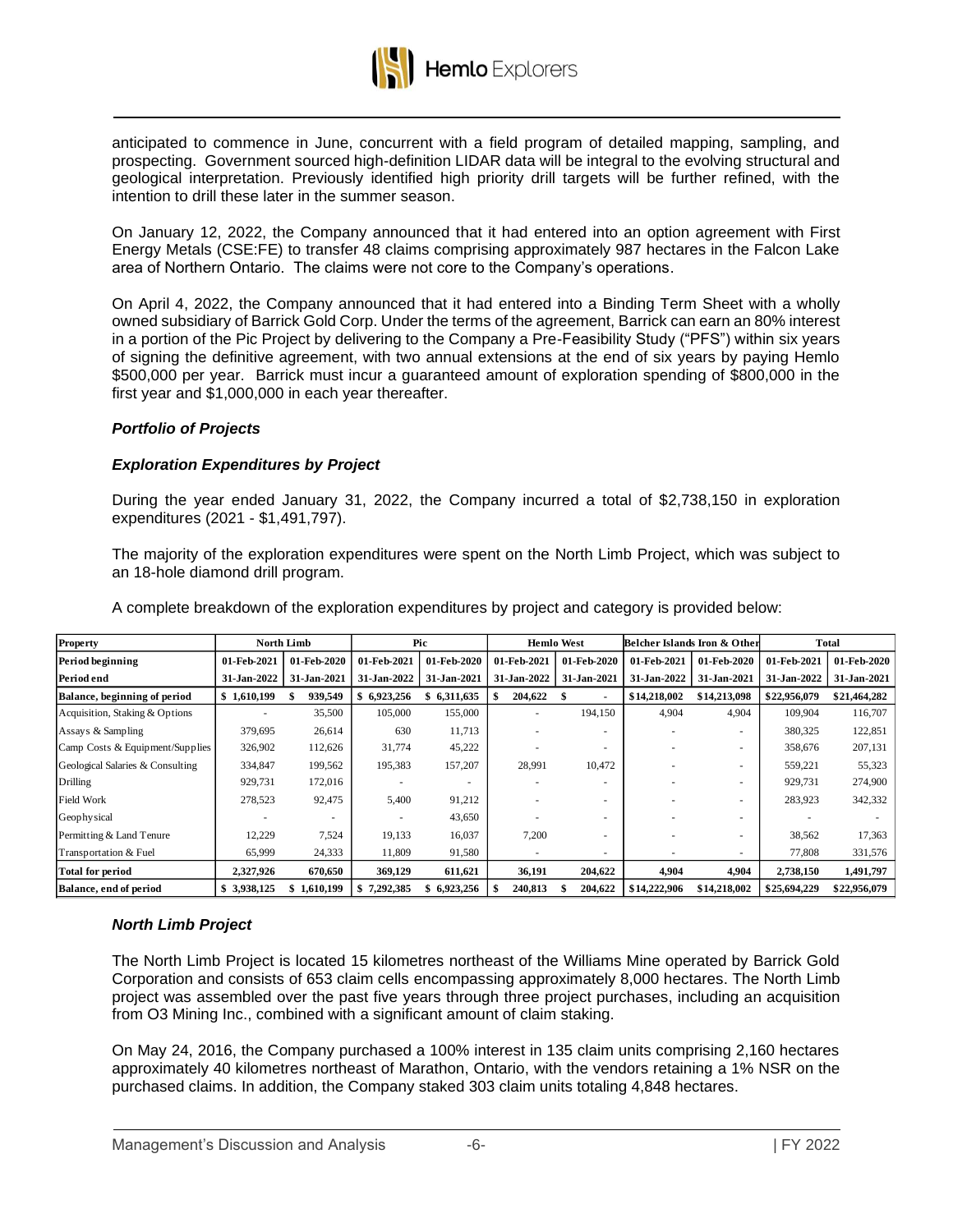anticipated to commence in June, concurrent with a field program of detailed mapping, sampling, and prospecting. Government sourced high-definition LIDAR data will be integral to the evolving structural and geological interpretation. Previously identified high priority drill targets will be further refined, with the intention to drill these later in the summer season.

On January 12, 2022, the Company announced that it had entered into an option agreement with First Energy Metals (CSE:FE) to transfer 48 claims comprising approximately 987 hectares in the Falcon Lake area of Northern Ontario. The claims were not core to the Company's operations.

On April 4, 2022, the Company announced that it had entered into a Binding Term Sheet with a wholly owned subsidiary of Barrick Gold Corp. Under the terms of the agreement, Barrick can earn an 80% interest in a portion of the Pic Project by delivering to the Company a Pre-Feasibility Study ("PFS") within six years of signing the definitive agreement, with two annual extensions at the end of six years by paying Hemlo $500,000 per year. Barrick must incur a guaranteed amount of exploration spending of $800,000 in the first year and $1,000,000 in each year thereafter.

### *Portfolio of Projects*

### *Exploration Expenditures by Project*

During the year ended January 31, 2022, the Company incurred a total of $2,738,150 in exploration expenditures (2021 - $1,491,797).

The majority of the exploration expenditures were spent on the North Limb Project, which was subject to an 18-hole diamond drill program.

A complete breakdown of the exploration expenditures by project and category is provided below:

| Property | North Limb | | Pic | | Hemlo West | | Belcher Islands Iron & Other | | Total | |
|---|---|---|---|---|---|---|---|---|---|---|
| Period beginning | 01-Feb-2021 | 01-Feb-2020 | 01-Feb-2021 | 01-Feb-2020 | 01-Feb-2021 | 01-Feb-2020 | 01-Feb-2021 | 01-Feb-2020 | 01-Feb-2021 | 01-Feb-2020 |
| Period end | 31-Jan-2022 | 31-Jan-2021 | 31-Jan-2022 | 31-Jan-2021 | 31-Jan-2022 | 31-Jan-2021 | 31-Jan-2022 | 31-Jan-2021 | 31-Jan-2022 | 31-Jan-2021 |
| **Balance, beginning of period** | $ 1,610,199 | $ 939,549 | $ 6,923,256 | $ 6,311,635 | $ 204,622 | $ - | $14,218,002 | $14,213,098 | $22,956,079 | $21,464,282 |
| Acquisition, Staking & Options | - | 35,500 | 105,000 | 155,000 | - | 194,150 | 4,904 | 4,904 | 109,904 | 116,707 |
| Assays & Sampling | 379,695 | 26,614 | 630 | 11,713 | - | - | - | - | 380,325 | 122,851 |
| Camp Costs & Equipment/Supplies | 326,902 | 112,626 | 31,774 | 45,222 | - | - | - | - | 358,676 | 207,131 |
| Geological Salaries & Consulting | 334,847 | 199,562 | 195,383 | 157,207 | 28,991 | 10,472 | - | - | 559,221 | 55,323 |
| Drilling | 929,731 | 172,016 | - | - | - | - | - | - | 929,731 | 274,900 |
| Field Work | 278,523 | 92,475 | 5,400 | 91,212 | - | - | - | - | 283,923 | 342,332 |
| Geophysical | - | - | - | 43,650 | - | - | - | - | - | - |
| Permitting & Land Tenure | 12,229 | 7,524 | 19,133 | 16,037 | 7,200 | - | - | - | 38,562 | 17,363 |
| Transportation & Fuel | 65,999 | 24,333 | 11,809 | 91,580 | - | - | - | - | 77,808 | 331,576 |
| **Total for period** | 2,327,926 | 670,650 | 369,129 | 611,621 | 36,191 | 204,622 | 4,904 | 4,904 | 2,738,150 | 1,491,797 |
| **Balance, end of period** | $ 3,938,125 | $ 1,610,199 | $ 7,292,385 | $ 6,923,256 | $ 240,813 | $ 204,622 | $14,222,906 | $14,218,002 | $25,694,229 | $22,956,079 |

### *North Limb Project*

The North Limb Project is located 15 kilometres northeast of the Williams Mine operated by Barrick Gold Corporation and consists of 653 claim cells encompassing approximately 8,000 hectares. The North Limb project was assembled over the past five years through three project purchases, including an acquisition from O3 Mining Inc., combined with a significant amount of claim staking.

On May 24, 2016, the Company purchased a 100% interest in 135 claim units comprising 2,160 hectares approximately 40 kilometres northeast of Marathon, Ontario, with the vendors retaining a 1% NSR on the purchased claims. In addition, the Company staked 303 claim units totaling 4,848 hectares.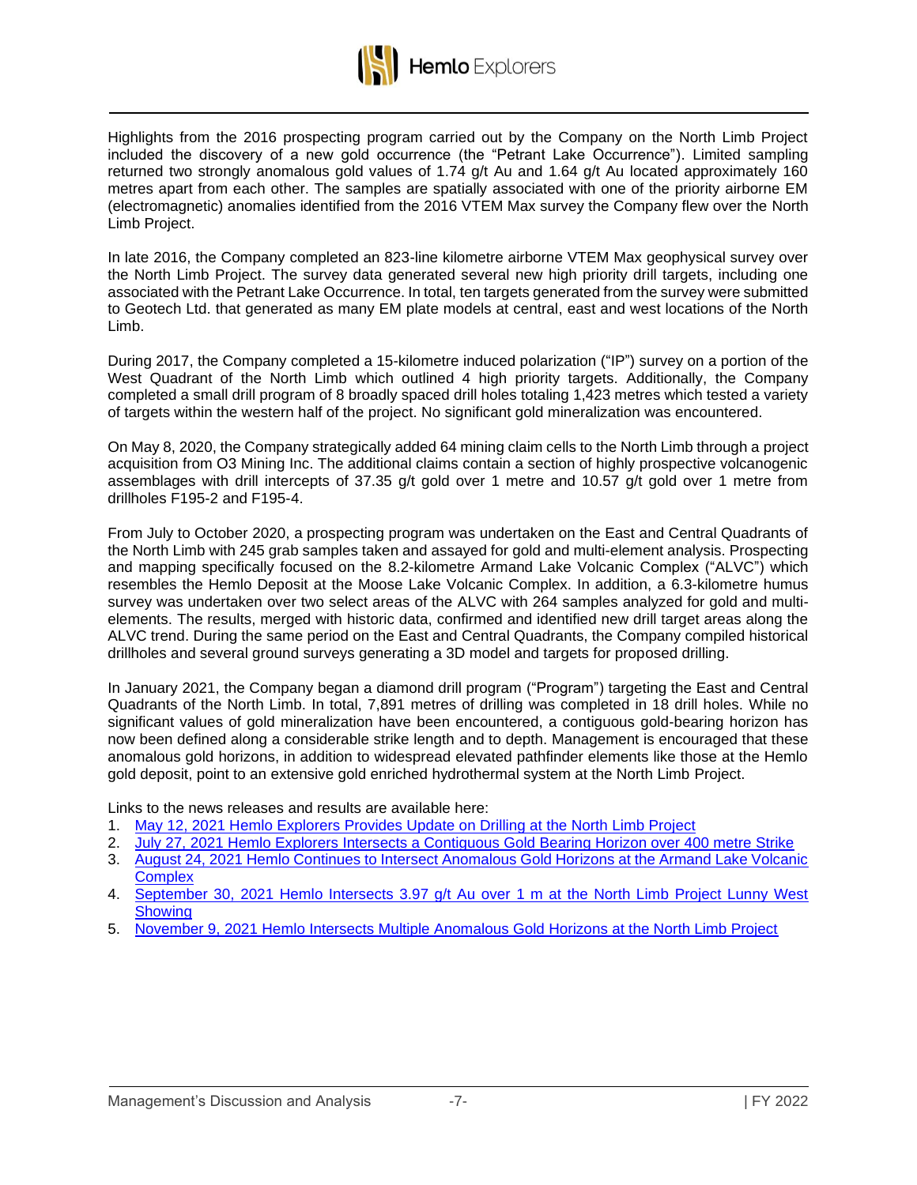Highlights from the 2016 prospecting program carried out by the Company on the North Limb Project included the discovery of a new gold occurrence (the "Petrant Lake Occurrence"). Limited sampling returned two strongly anomalous gold values of 1.74 g/t Au and 1.64 g/t Au located approximately 160 metres apart from each other. The samples are spatially associated with one of the priority airborne EM (electromagnetic) anomalies identified from the 2016 VTEM Max survey the Company flew over the North Limb Project.

In late 2016, the Company completed an 823-line kilometre airborne VTEM Max geophysical survey over the North Limb Project. The survey data generated several new high priority drill targets, including one associated with the Petrant Lake Occurrence. In total, ten targets generated from the survey were submitted to Geotech Ltd. that generated as many EM plate models at central, east and west locations of the North Limb.

During 2017, the Company completed a 15-kilometre induced polarization ("IP") survey on a portion of the West Quadrant of the North Limb which outlined 4 high priority targets. Additionally, the Company completed a small drill program of 8 broadly spaced drill holes totaling 1,423 metres which tested a variety of targets within the western half of the project. No significant gold mineralization was encountered.

On May 8, 2020, the Company strategically added 64 mining claim cells to the North Limb through a project acquisition from O3 Mining Inc. The additional claims contain a section of highly prospective volcanogenic assemblages with drill intercepts of 37.35 g/t gold over 1 metre and 10.57 g/t gold over 1 metre from drillholes F195-2 and F195-4.

From July to October 2020, a prospecting program was undertaken on the East and Central Quadrants of the North Limb with 245 grab samples taken and assayed for gold and multi-element analysis. Prospecting and mapping specifically focused on the 8.2-kilometre Armand Lake Volcanic Complex ("ALVC") which resembles the Hemlo Deposit at the Moose Lake Volcanic Complex. In addition, a 6.3-kilometre humus survey was undertaken over two select areas of the ALVC with 264 samples analyzed for gold and multi-elements. The results, merged with historic data, confirmed and identified new drill target areas along the ALVC trend. During the same period on the East and Central Quadrants, the Company compiled historical drillholes and several ground surveys generating a 3D model and targets for proposed drilling.

In January 2021, the Company began a diamond drill program ("Program") targeting the East and Central Quadrants of the North Limb. In total, 7,891 metres of drilling was completed in 18 drill holes. While no significant values of gold mineralization have been encountered, a contiguous gold-bearing horizon has now been defined along a considerable strike length and to depth. Management is encouraged that these anomalous gold horizons, in addition to widespread elevated pathfinder elements like those at the Hemlo gold deposit, point to an extensive gold enriched hydrothermal system at the North Limb Project.

Links to the news releases and results are available here:

1. May 12, 2021 Hemlo Explorers Provides Update on Drilling at the North Limb Project
2. July 27, 2021 Hemlo Explorers Intersects a Contiguous Gold Bearing Horizon over 400 metre Strike
3. August 24, 2021 Hemlo Continues to Intersect Anomalous Gold Horizons at the Armand Lake Volcanic Complex
4. September 30, 2021 Hemlo Intersects 3.97 g/t Au over 1 m at the North Limb Project Lunny West Showing
5. November 9, 2021 Hemlo Intersects Multiple Anomalous Gold Horizons at the North Limb Project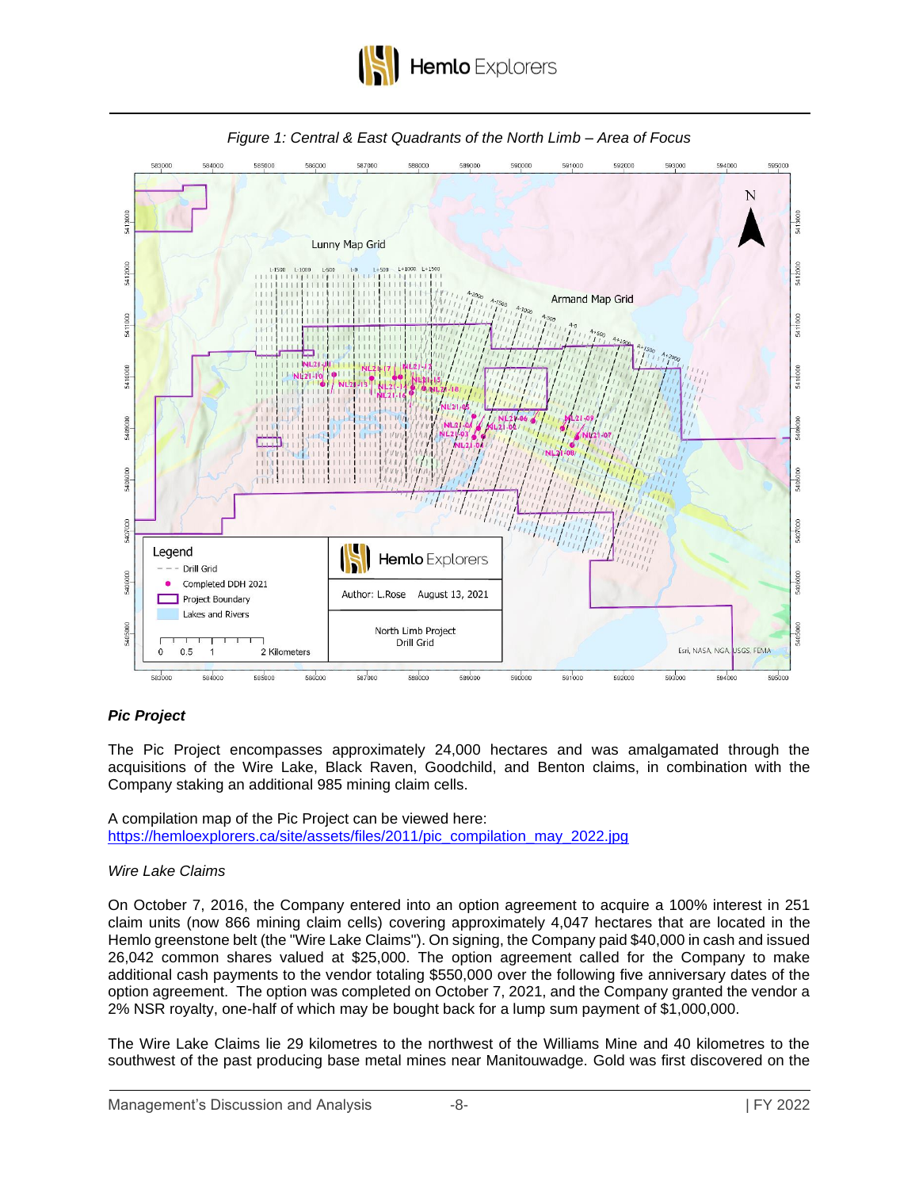*Figure 1: Central & East Quadrants of the North Limb – Area of Focus*

## *Pic Project*

The Pic Project encompasses approximately 24,000 hectares and was amalgamated through the acquisitions of the Wire Lake, Black Raven, Goodchild, and Benton claims, in combination with the Company staking an additional 985 mining claim cells.

A compilation map of the Pic Project can be viewed here:
https://hemloexplorers.ca/site/assets/files/2011/pic_compilation_may_2022.jpg

*Wire Lake Claims*

On October 7, 2016, the Company entered into an option agreement to acquire a 100% interest in 251 claim units (now 866 mining claim cells) covering approximately 4,047 hectares that are located in the Hemlo greenstone belt (the "Wire Lake Claims"). On signing, the Company paid $40,000 in cash and issued 26,042 common shares valued at $25,000. The option agreement called for the Company to make additional cash payments to the vendor totaling $550,000 over the following five anniversary dates of the option agreement. The option was completed on October 7, 2021, and the Company granted the vendor a 2% NSR royalty, one-half of which may be bought back for a lump sum payment of $1,000,000.

The Wire Lake Claims lie 29 kilometres to the northwest of the Williams Mine and 40 kilometres to the southwest of the past producing base metal mines near Manitouwadge. Gold was first discovered on the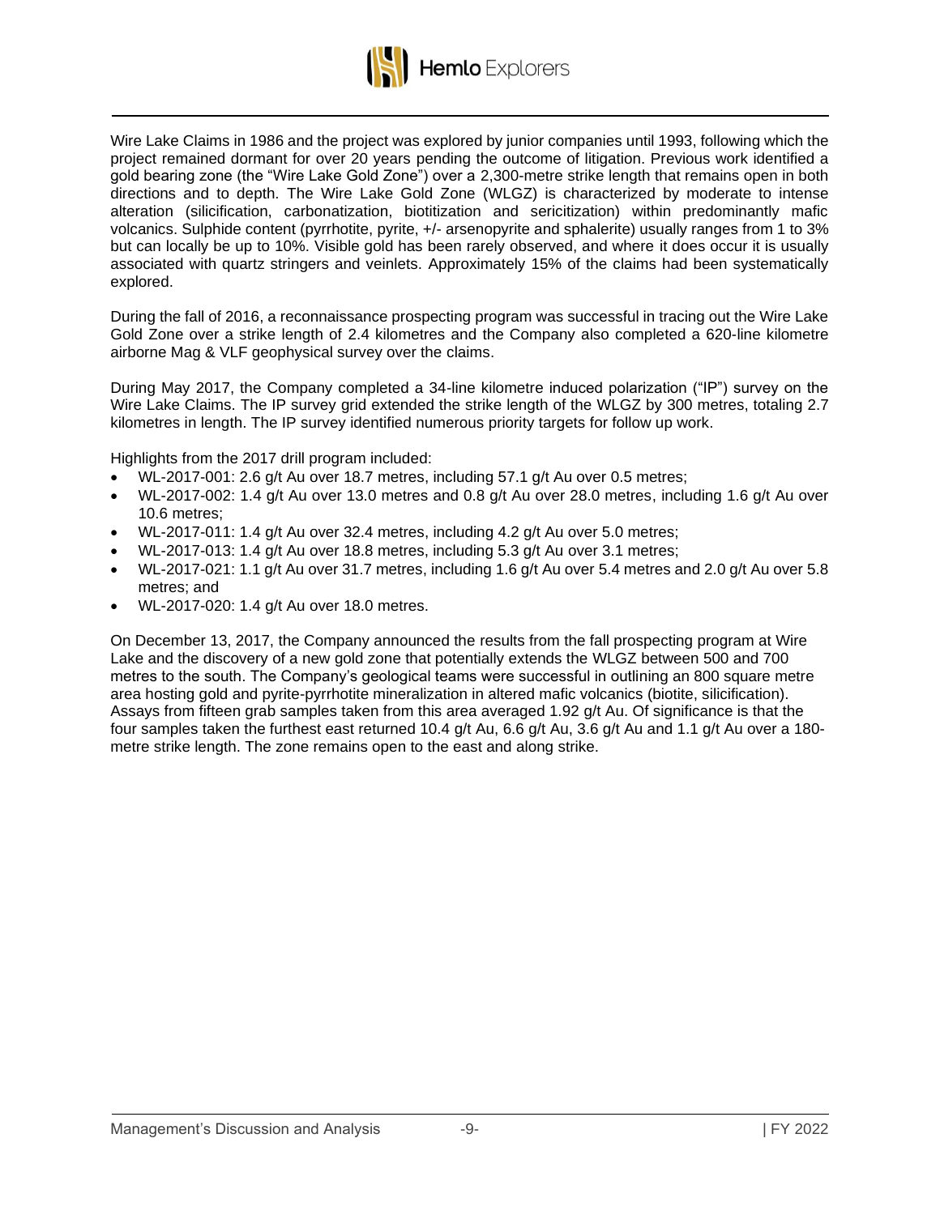Wire Lake Claims in 1986 and the project was explored by junior companies until 1993, following which the project remained dormant for over 20 years pending the outcome of litigation. Previous work identified a gold bearing zone (the "Wire Lake Gold Zone") over a 2,300-metre strike length that remains open in both directions and to depth. The Wire Lake Gold Zone (WLGZ) is characterized by moderate to intense alteration (silicification, carbonatization, biotitization and sericitization) within predominantly mafic volcanics. Sulphide content (pyrrhotite, pyrite, +/- arsenopyrite and sphalerite) usually ranges from 1 to 3% but can locally be up to 10%. Visible gold has been rarely observed, and where it does occur it is usually associated with quartz stringers and veinlets. Approximately 15% of the claims had been systematically explored.

During the fall of 2016, a reconnaissance prospecting program was successful in tracing out the Wire Lake Gold Zone over a strike length of 2.4 kilometres and the Company also completed a 620-line kilometre airborne Mag & VLF geophysical survey over the claims.

During May 2017, the Company completed a 34-line kilometre induced polarization ("IP") survey on the Wire Lake Claims. The IP survey grid extended the strike length of the WLGZ by 300 metres, totaling 2.7 kilometres in length. The IP survey identified numerous priority targets for follow up work.

Highlights from the 2017 drill program included:

- WL-2017-001: 2.6 g/t Au over 18.7 metres, including 57.1 g/t Au over 0.5 metres;
- WL-2017-002: 1.4 g/t Au over 13.0 metres and 0.8 g/t Au over 28.0 metres, including 1.6 g/t Au over 10.6 metres;
- WL-2017-011: 1.4 g/t Au over 32.4 metres, including 4.2 g/t Au over 5.0 metres;
- WL-2017-013: 1.4 g/t Au over 18.8 metres, including 5.3 g/t Au over 3.1 metres;
- WL-2017-021: 1.1 g/t Au over 31.7 metres, including 1.6 g/t Au over 5.4 metres and 2.0 g/t Au over 5.8 metres; and
- WL-2017-020: 1.4 g/t Au over 18.0 metres.

On December 13, 2017, the Company announced the results from the fall prospecting program at Wire Lake and the discovery of a new gold zone that potentially extends the WLGZ between 500 and 700 metres to the south. The Company's geological teams were successful in outlining an 800 square metre area hosting gold and pyrite-pyrrhotite mineralization in altered mafic volcanics (biotite, silicification). Assays from fifteen grab samples taken from this area averaged 1.92 g/t Au. Of significance is that the four samples taken the furthest east returned 10.4 g/t Au, 6.6 g/t Au, 3.6 g/t Au and 1.1 g/t Au over a 180-metre strike length. The zone remains open to the east and along strike.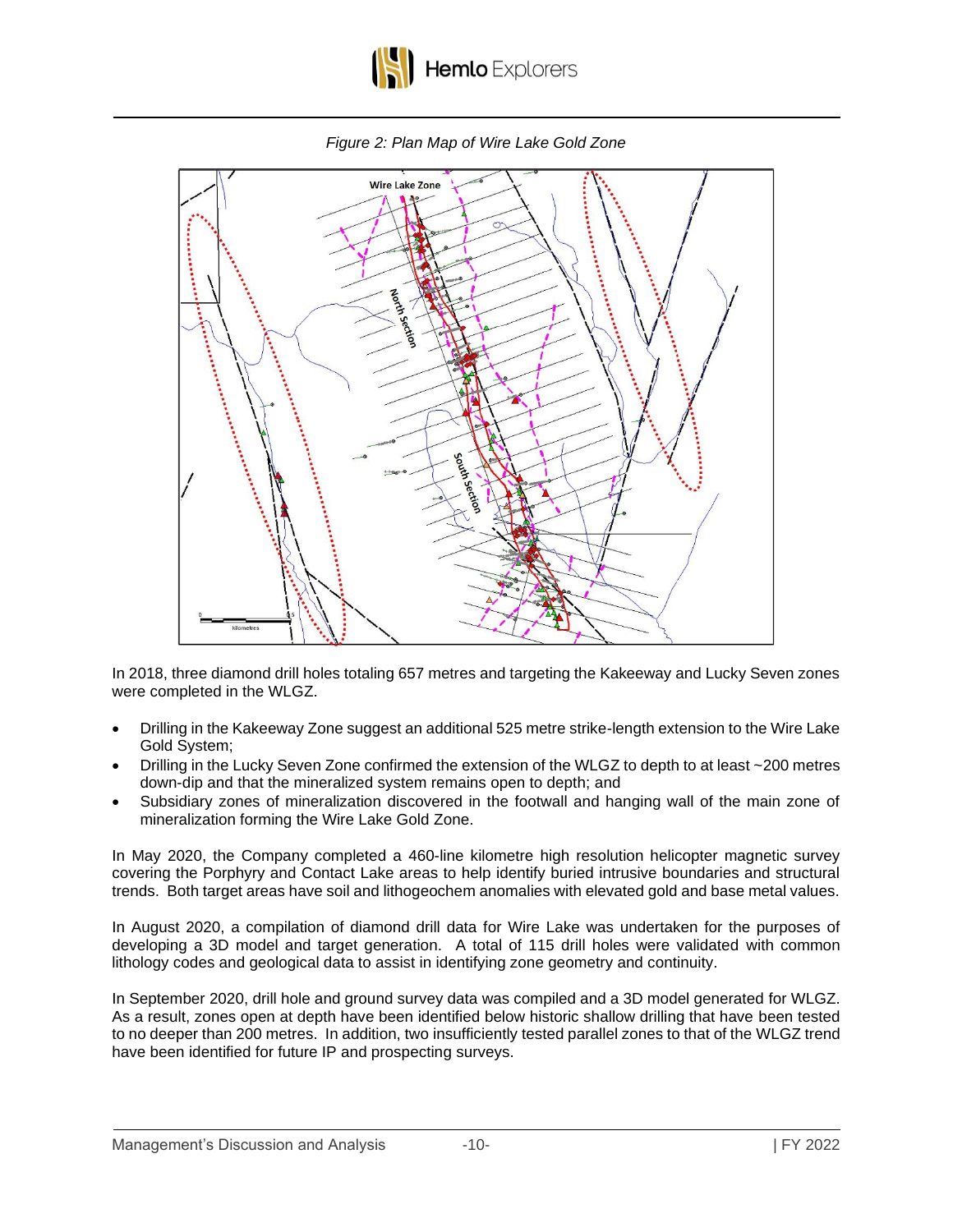*Figure 2: Plan Map of Wire Lake Gold Zone*

In 2018, three diamond drill holes totaling 657 metres and targeting the Kakeeway and Lucky Seven zones were completed in the WLGZ.

- Drilling in the Kakeeway Zone suggest an additional 525 metre strike-length extension to the Wire Lake Gold System;
- Drilling in the Lucky Seven Zone confirmed the extension of the WLGZ to depth to at least ~200 metres down-dip and that the mineralized system remains open to depth; and
- Subsidiary zones of mineralization discovered in the footwall and hanging wall of the main zone of mineralization forming the Wire Lake Gold Zone.

In May 2020, the Company completed a 460-line kilometre high resolution helicopter magnetic survey covering the Porphyry and Contact Lake areas to help identify buried intrusive boundaries and structural trends. Both target areas have soil and lithogeochem anomalies with elevated gold and base metal values.

In August 2020, a compilation of diamond drill data for Wire Lake was undertaken for the purposes of developing a 3D model and target generation. A total of 115 drill holes were validated with common lithology codes and geological data to assist in identifying zone geometry and continuity.

In September 2020, drill hole and ground survey data was compiled and a 3D model generated for WLGZ. As a result, zones open at depth have been identified below historic shallow drilling that have been tested to no deeper than 200 metres. In addition, two insufficiently tested parallel zones to that of the WLGZ trend have been identified for future IP and prospecting surveys.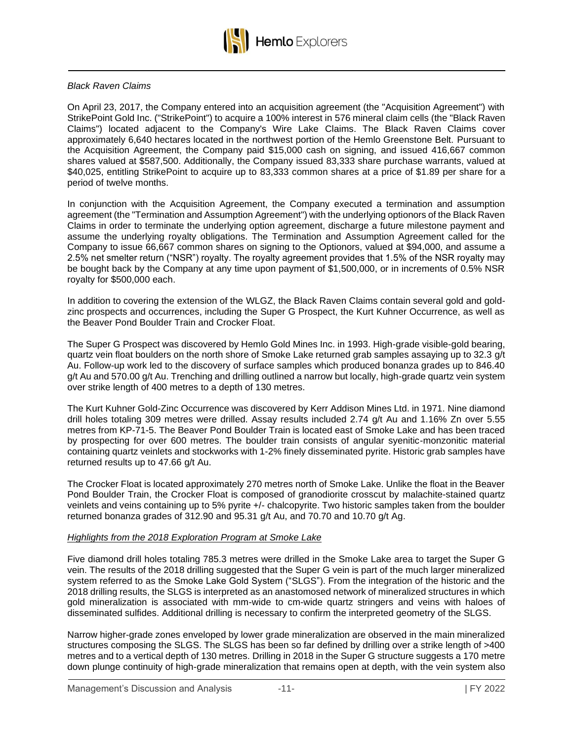*Black Raven Claims*

On April 23, 2017, the Company entered into an acquisition agreement (the "Acquisition Agreement") with StrikePoint Gold Inc. ("StrikePoint") to acquire a 100% interest in 576 mineral claim cells (the "Black Raven Claims") located adjacent to the Company's Wire Lake Claims. The Black Raven Claims cover approximately 6,640 hectares located in the northwest portion of the Hemlo Greenstone Belt. Pursuant to the Acquisition Agreement, the Company paid $15,000 cash on signing, and issued 416,667 common shares valued at $587,500. Additionally, the Company issued 83,333 share purchase warrants, valued at $40,025, entitling StrikePoint to acquire up to 83,333 common shares at a price of $1.89 per share for a period of twelve months.

In conjunction with the Acquisition Agreement, the Company executed a termination and assumption agreement (the "Termination and Assumption Agreement") with the underlying optionors of the Black Raven Claims in order to terminate the underlying option agreement, discharge a future milestone payment and assume the underlying royalty obligations. The Termination and Assumption Agreement called for the Company to issue 66,667 common shares on signing to the Optionors, valued at $94,000, and assume a 2.5% net smelter return ("NSR") royalty. The royalty agreement provides that 1.5% of the NSR royalty may be bought back by the Company at any time upon payment of $1,500,000, or in increments of 0.5% NSR royalty for $500,000 each.

In addition to covering the extension of the WLGZ, the Black Raven Claims contain several gold and gold-zinc prospects and occurrences, including the Super G Prospect, the Kurt Kuhner Occurrence, as well as the Beaver Pond Boulder Train and Crocker Float.

The Super G Prospect was discovered by Hemlo Gold Mines Inc. in 1993. High-grade visible-gold bearing, quartz vein float boulders on the north shore of Smoke Lake returned grab samples assaying up to 32.3 g/t Au. Follow-up work led to the discovery of surface samples which produced bonanza grades up to 846.40 g/t Au and 570.00 g/t Au. Trenching and drilling outlined a narrow but locally, high-grade quartz vein system over strike length of 400 metres to a depth of 130 metres.

The Kurt Kuhner Gold-Zinc Occurrence was discovered by Kerr Addison Mines Ltd. in 1971. Nine diamond drill holes totaling 309 metres were drilled. Assay results included 2.74 g/t Au and 1.16% Zn over 5.55 metres from KP-71-5. The Beaver Pond Boulder Train is located east of Smoke Lake and has been traced by prospecting for over 600 metres. The boulder train consists of angular syenitic-monzonitic material containing quartz veinlets and stockworks with 1-2% finely disseminated pyrite. Historic grab samples have returned results up to 47.66 g/t Au.

The Crocker Float is located approximately 270 metres north of Smoke Lake. Unlike the float in the Beaver Pond Boulder Train, the Crocker Float is composed of granodiorite crosscut by malachite-stained quartz veinlets and veins containing up to 5% pyrite +/- chalcopyrite. Two historic samples taken from the boulder returned bonanza grades of 312.90 and 95.31 g/t Au, and 70.70 and 10.70 g/t Ag.

*Highlights from the 2018 Exploration Program at Smoke Lake*

Five diamond drill holes totaling 785.3 metres were drilled in the Smoke Lake area to target the Super G vein. The results of the 2018 drilling suggested that the Super G vein is part of the much larger mineralized system referred to as the Smoke Lake Gold System ("SLGS"). From the integration of the historic and the 2018 drilling results, the SLGS is interpreted as an anastomosed network of mineralized structures in which gold mineralization is associated with mm-wide to cm-wide quartz stringers and veins with haloes of disseminated sulfides. Additional drilling is necessary to confirm the interpreted geometry of the SLGS.

Narrow higher-grade zones enveloped by lower grade mineralization are observed in the main mineralized structures composing the SLGS. The SLGS has been so far defined by drilling over a strike length of >400 metres and to a vertical depth of 130 metres. Drilling in 2018 in the Super G structure suggests a 170 metre down plunge continuity of high-grade mineralization that remains open at depth, with the vein system also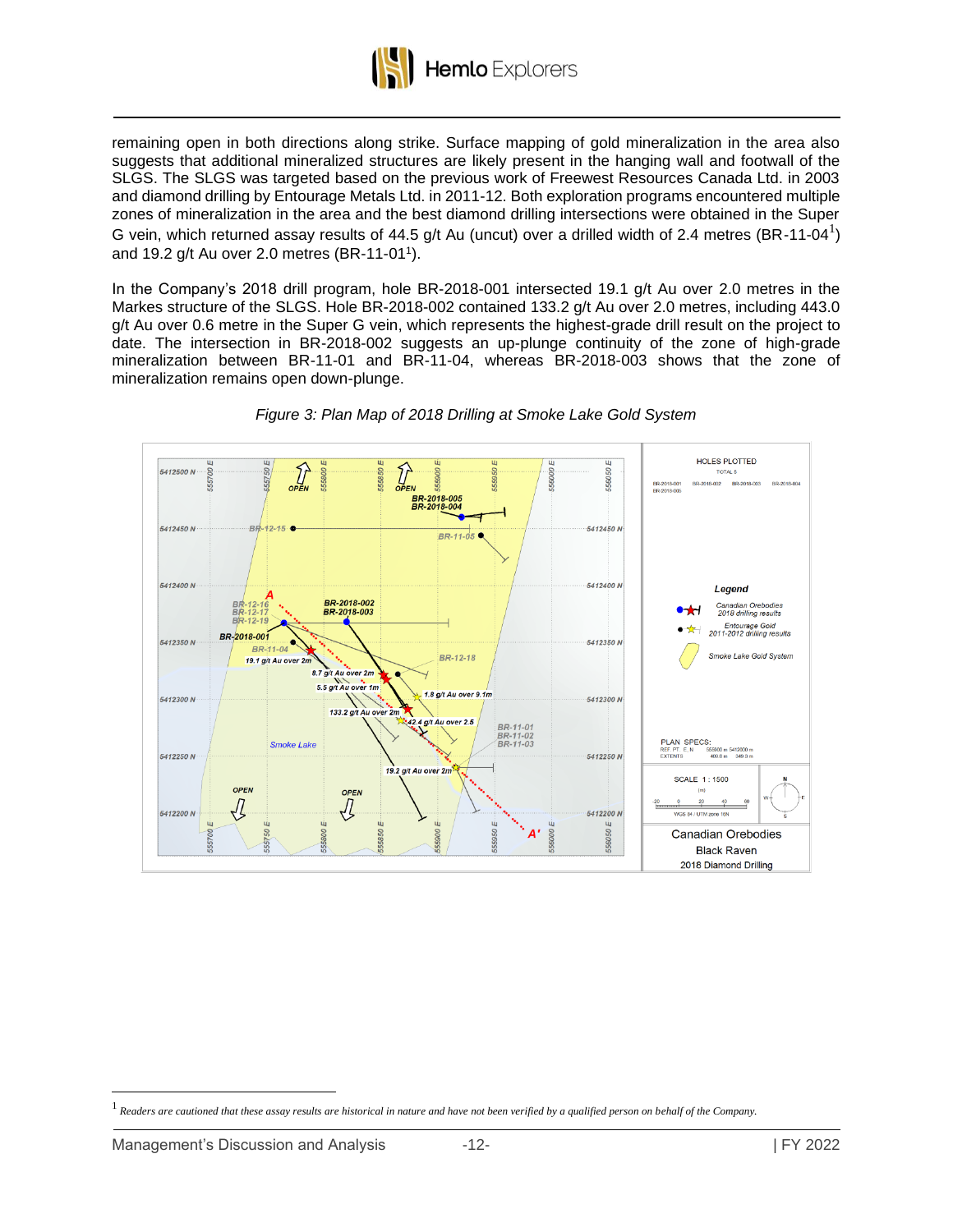remaining open in both directions along strike. Surface mapping of gold mineralization in the area also suggests that additional mineralized structures are likely present in the hanging wall and footwall of the SLGS. The SLGS was targeted based on the previous work of Freewest Resources Canada Ltd. in 2003 and diamond drilling by Entourage Metals Ltd. in 2011-12. Both exploration programs encountered multiple zones of mineralization in the area and the best diamond drilling intersections were obtained in the Super G vein, which returned assay results of 44.5 g/t Au (uncut) over a drilled width of 2.4 metres (BR-11-04[1]) and 19.2 g/t Au over 2.0 metres (BR-11-01[1]).

In the Company's 2018 drill program, hole BR-2018-001 intersected 19.1 g/t Au over 2.0 metres in the Markes structure of the SLGS. Hole BR-2018-002 contained 133.2 g/t Au over 2.0 metres, including 443.0 g/t Au over 0.6 metre in the Super G vein, which represents the highest-grade drill result on the project to date. The intersection in BR-2018-002 suggests an up-plunge continuity of the zone of high-grade mineralization between BR-11-01 and BR-11-04, whereas BR-2018-003 shows that the zone of mineralization remains open down-plunge.

*Figure 3: Plan Map of 2018 Drilling at Smoke Lake Gold System*

[1] *Readers are cautioned that these assay results are historical in nature and have not been verified by a qualified person on behalf of the Company.*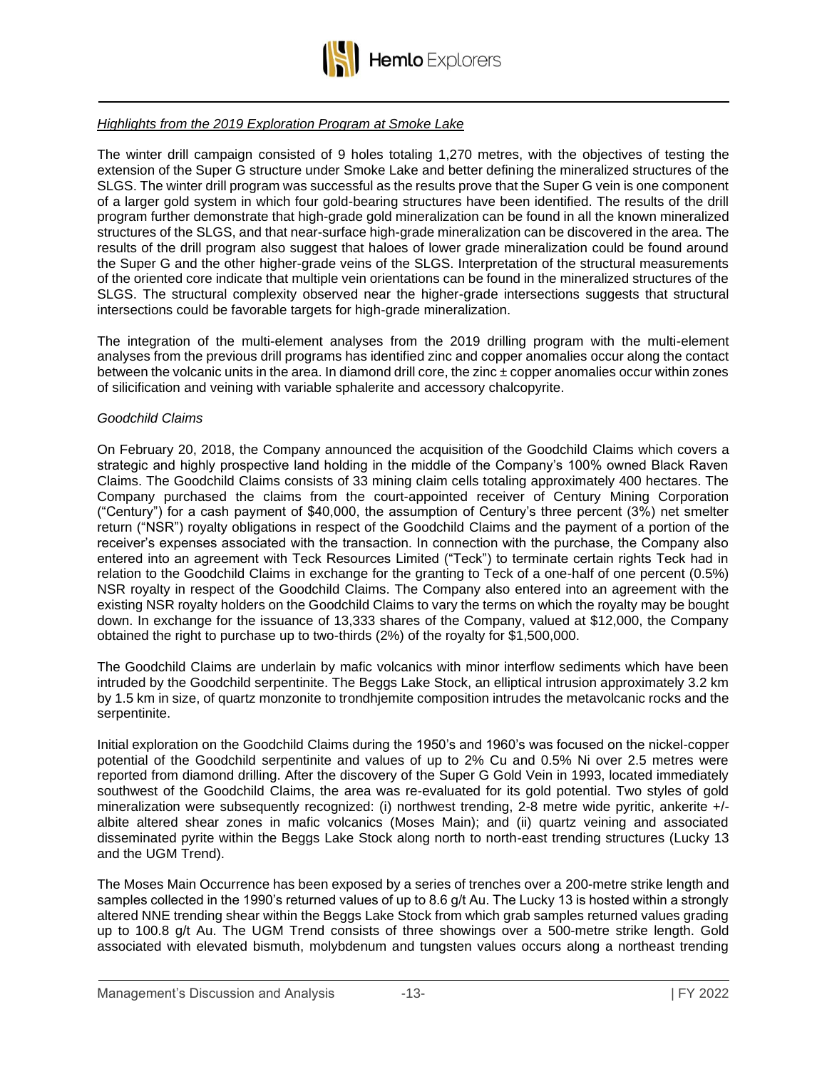*Highlights from the 2019 Exploration Program at Smoke Lake*

The winter drill campaign consisted of 9 holes totaling 1,270 metres, with the objectives of testing the extension of the Super G structure under Smoke Lake and better defining the mineralized structures of the SLGS. The winter drill program was successful as the results prove that the Super G vein is one component of a larger gold system in which four gold-bearing structures have been identified. The results of the drill program further demonstrate that high-grade gold mineralization can be found in all the known mineralized structures of the SLGS, and that near-surface high-grade mineralization can be discovered in the area. The results of the drill program also suggest that haloes of lower grade mineralization could be found around the Super G and the other higher-grade veins of the SLGS. Interpretation of the structural measurements of the oriented core indicate that multiple vein orientations can be found in the mineralized structures of the SLGS. The structural complexity observed near the higher-grade intersections suggests that structural intersections could be favorable targets for high-grade mineralization.

The integration of the multi-element analyses from the 2019 drilling program with the multi-element analyses from the previous drill programs has identified zinc and copper anomalies occur along the contact between the volcanic units in the area. In diamond drill core, the zinc ± copper anomalies occur within zones of silicification and veining with variable sphalerite and accessory chalcopyrite.

*Goodchild Claims*

On February 20, 2018, the Company announced the acquisition of the Goodchild Claims which covers a strategic and highly prospective land holding in the middle of the Company's 100% owned Black Raven Claims. The Goodchild Claims consists of 33 mining claim cells totaling approximately 400 hectares. The Company purchased the claims from the court-appointed receiver of Century Mining Corporation ("Century") for a cash payment of $40,000, the assumption of Century's three percent (3%) net smelter return ("NSR") royalty obligations in respect of the Goodchild Claims and the payment of a portion of the receiver's expenses associated with the transaction. In connection with the purchase, the Company also entered into an agreement with Teck Resources Limited ("Teck") to terminate certain rights Teck had in relation to the Goodchild Claims in exchange for the granting to Teck of a one-half of one percent (0.5%) NSR royalty in respect of the Goodchild Claims. The Company also entered into an agreement with the existing NSR royalty holders on the Goodchild Claims to vary the terms on which the royalty may be bought down. In exchange for the issuance of 13,333 shares of the Company, valued at $12,000, the Company obtained the right to purchase up to two-thirds (2%) of the royalty for $1,500,000.

The Goodchild Claims are underlain by mafic volcanics with minor interflow sediments which have been intruded by the Goodchild serpentinite. The Beggs Lake Stock, an elliptical intrusion approximately 3.2 km by 1.5 km in size, of quartz monzonite to trondhjemite composition intrudes the metavolcanic rocks and the serpentinite.

Initial exploration on the Goodchild Claims during the 1950's and 1960's was focused on the nickel-copper potential of the Goodchild serpentinite and values of up to 2% Cu and 0.5% Ni over 2.5 metres were reported from diamond drilling. After the discovery of the Super G Gold Vein in 1993, located immediately southwest of the Goodchild Claims, the area was re-evaluated for its gold potential. Two styles of gold mineralization were subsequently recognized: (i) northwest trending, 2-8 metre wide pyritic, ankerite +/- albite altered shear zones in mafic volcanics (Moses Main); and (ii) quartz veining and associated disseminated pyrite within the Beggs Lake Stock along north to north-east trending structures (Lucky 13 and the UGM Trend).

The Moses Main Occurrence has been exposed by a series of trenches over a 200-metre strike length and samples collected in the 1990's returned values of up to 8.6 g/t Au. The Lucky 13 is hosted within a strongly altered NNE trending shear within the Beggs Lake Stock from which grab samples returned values grading up to 100.8 g/t Au. The UGM Trend consists of three showings over a 500-metre strike length. Gold associated with elevated bismuth, molybdenum and tungsten values occurs along a northeast trending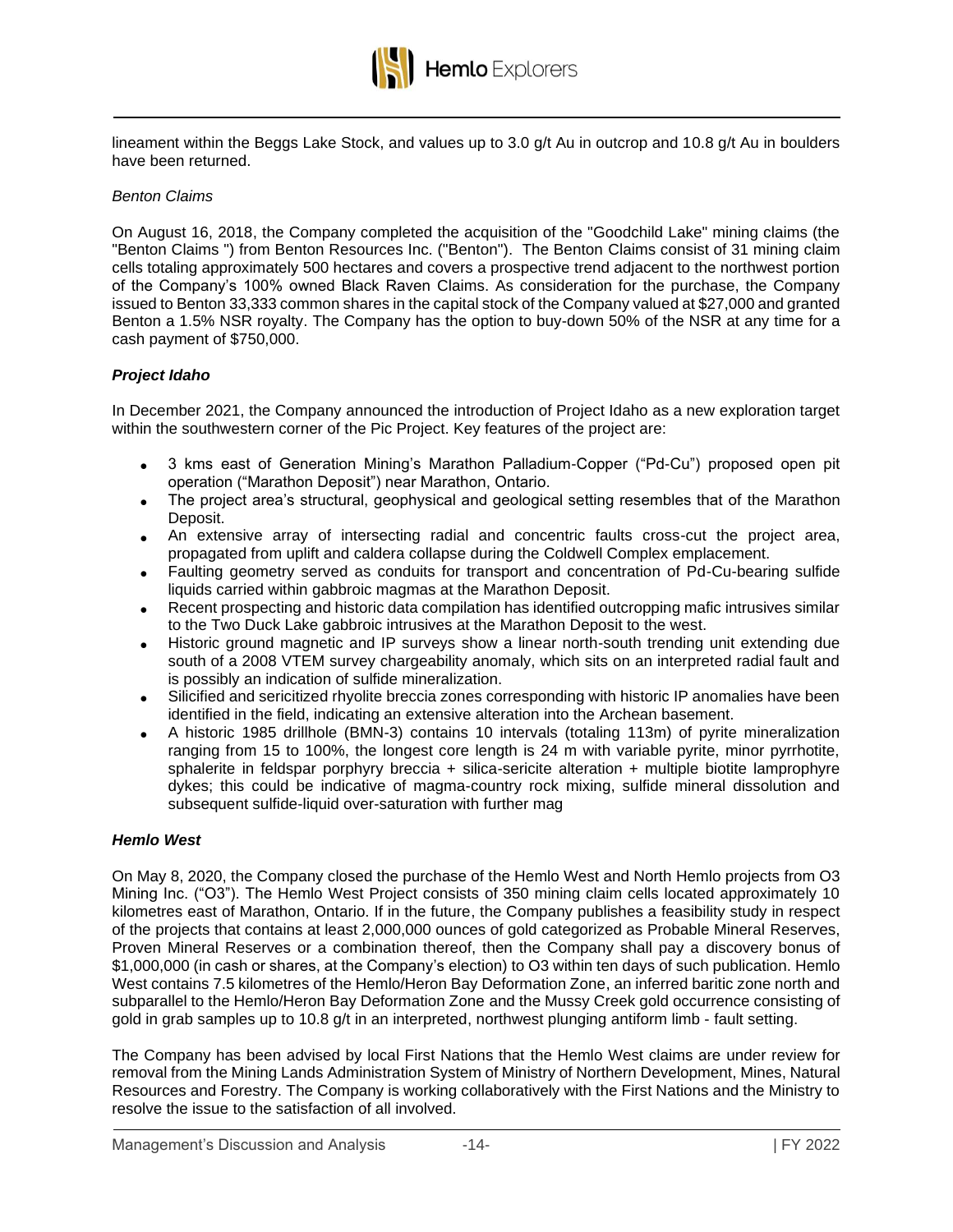lineament within the Beggs Lake Stock, and values up to 3.0 g/t Au in outcrop and 10.8 g/t Au in boulders have been returned.

*Benton Claims*

On August 16, 2018, the Company completed the acquisition of the "Goodchild Lake" mining claims (the "Benton Claims ") from Benton Resources Inc. ("Benton"). The Benton Claims consist of 31 mining claim cells totaling approximately 500 hectares and covers a prospective trend adjacent to the northwest portion of the Company's 100% owned Black Raven Claims. As consideration for the purchase, the Company issued to Benton 33,333 common shares in the capital stock of the Company valued at $27,000 and granted Benton a 1.5% NSR royalty. The Company has the option to buy-down 50% of the NSR at any time for a cash payment of $750,000.

***Project Idaho***

In December 2021, the Company announced the introduction of Project Idaho as a new exploration target within the southwestern corner of the Pic Project. Key features of the project are:

- 3 kms east of Generation Mining's Marathon Palladium-Copper ("Pd-Cu") proposed open pit operation ("Marathon Deposit") near Marathon, Ontario.
- The project area's structural, geophysical and geological setting resembles that of the Marathon Deposit.
- An extensive array of intersecting radial and concentric faults cross-cut the project area, propagated from uplift and caldera collapse during the Coldwell Complex emplacement.
- Faulting geometry served as conduits for transport and concentration of Pd-Cu-bearing sulfide liquids carried within gabbroic magmas at the Marathon Deposit.
- Recent prospecting and historic data compilation has identified outcropping mafic intrusives similar to the Two Duck Lake gabbroic intrusives at the Marathon Deposit to the west.
- Historic ground magnetic and IP surveys show a linear north-south trending unit extending due south of a 2008 VTEM survey chargeability anomaly, which sits on an interpreted radial fault and is possibly an indication of sulfide mineralization.
- Silicified and sericitized rhyolite breccia zones corresponding with historic IP anomalies have been identified in the field, indicating an extensive alteration into the Archean basement.
- A historic 1985 drillhole (BMN-3) contains 10 intervals (totaling 113m) of pyrite mineralization ranging from 15 to 100%, the longest core length is 24 m with variable pyrite, minor pyrrhotite, sphalerite in feldspar porphyry breccia + silica-sericite alteration + multiple biotite lamprophyre dykes; this could be indicative of magma-country rock mixing, sulfide mineral dissolution and subsequent sulfide-liquid over-saturation with further mag

***Hemlo West***

On May 8, 2020, the Company closed the purchase of the Hemlo West and North Hemlo projects from O3 Mining Inc. ("O3"). The Hemlo West Project consists of 350 mining claim cells located approximately 10 kilometres east of Marathon, Ontario. If in the future, the Company publishes a feasibility study in respect of the projects that contains at least 2,000,000 ounces of gold categorized as Probable Mineral Reserves, Proven Mineral Reserves or a combination thereof, then the Company shall pay a discovery bonus of $1,000,000 (in cash or shares, at the Company's election) to O3 within ten days of such publication. Hemlo West contains 7.5 kilometres of the Hemlo/Heron Bay Deformation Zone, an inferred baritic zone north and subparallel to the Hemlo/Heron Bay Deformation Zone and the Mussy Creek gold occurrence consisting of gold in grab samples up to 10.8 g/t in an interpreted, northwest plunging antiform limb - fault setting.

The Company has been advised by local First Nations that the Hemlo West claims are under review for removal from the Mining Lands Administration System of Ministry of Northern Development, Mines, Natural Resources and Forestry. The Company is working collaboratively with the First Nations and the Ministry to resolve the issue to the satisfaction of all involved.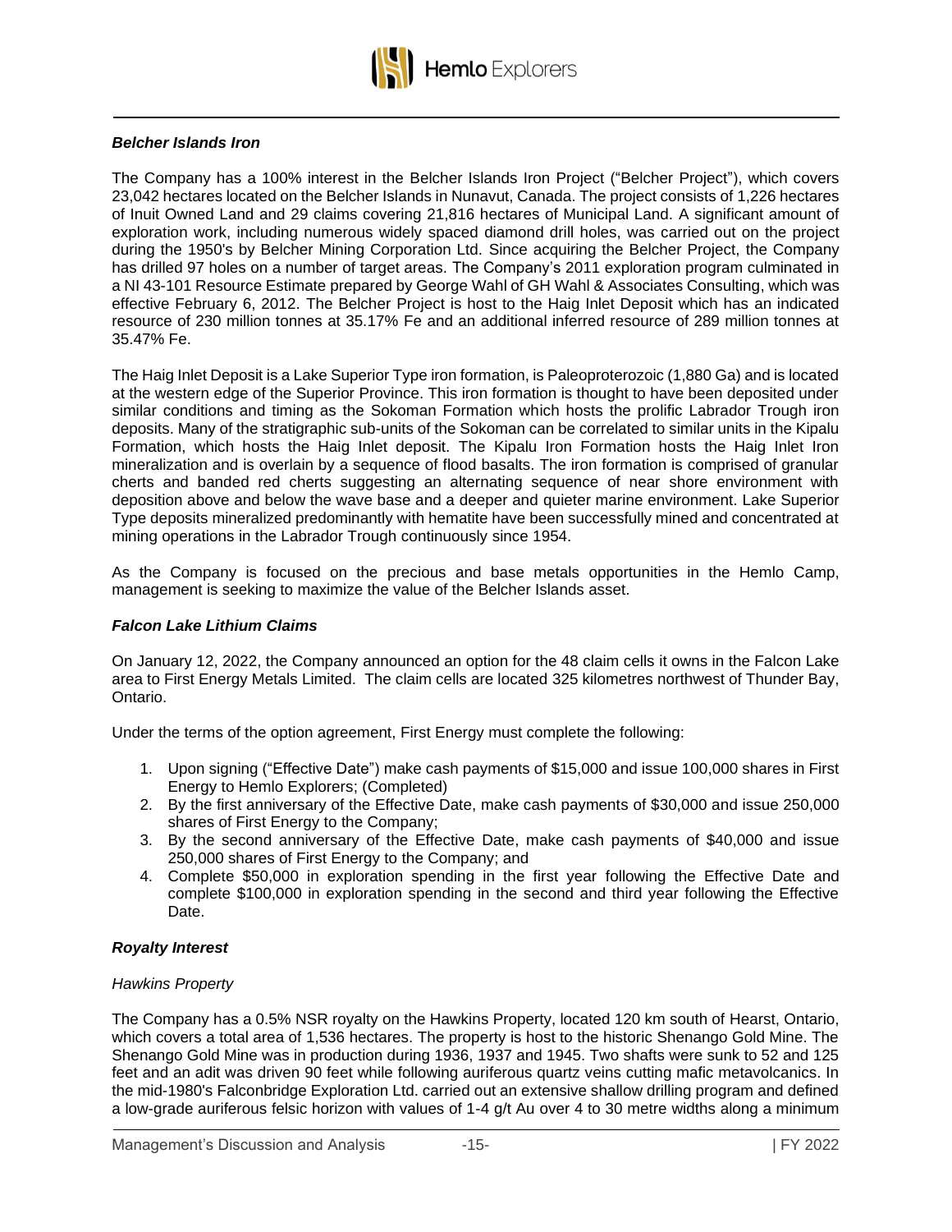### *Belcher Islands Iron*

The Company has a 100% interest in the Belcher Islands Iron Project ("Belcher Project"), which covers 23,042 hectares located on the Belcher Islands in Nunavut, Canada. The project consists of 1,226 hectares of Inuit Owned Land and 29 claims covering 21,816 hectares of Municipal Land. A significant amount of exploration work, including numerous widely spaced diamond drill holes, was carried out on the project during the 1950's by Belcher Mining Corporation Ltd. Since acquiring the Belcher Project, the Company has drilled 97 holes on a number of target areas. The Company's 2011 exploration program culminated in a NI 43-101 Resource Estimate prepared by George Wahl of GH Wahl & Associates Consulting, which was effective February 6, 2012. The Belcher Project is host to the Haig Inlet Deposit which has an indicated resource of 230 million tonnes at 35.17% Fe and an additional inferred resource of 289 million tonnes at 35.47% Fe.

The Haig Inlet Deposit is a Lake Superior Type iron formation, is Paleoproterozoic (1,880 Ga) and is located at the western edge of the Superior Province. This iron formation is thought to have been deposited under similar conditions and timing as the Sokoman Formation which hosts the prolific Labrador Trough iron deposits. Many of the stratigraphic sub-units of the Sokoman can be correlated to similar units in the Kipalu Formation, which hosts the Haig Inlet deposit. The Kipalu Iron Formation hosts the Haig Inlet Iron mineralization and is overlain by a sequence of flood basalts. The iron formation is comprised of granular cherts and banded red cherts suggesting an alternating sequence of near shore environment with deposition above and below the wave base and a deeper and quieter marine environment. Lake Superior Type deposits mineralized predominantly with hematite have been successfully mined and concentrated at mining operations in the Labrador Trough continuously since 1954.

As the Company is focused on the precious and base metals opportunities in the Hemlo Camp, management is seeking to maximize the value of the Belcher Islands asset.

### *Falcon Lake Lithium Claims*

On January 12, 2022, the Company announced an option for the 48 claim cells it owns in the Falcon Lake area to First Energy Metals Limited. The claim cells are located 325 kilometres northwest of Thunder Bay, Ontario.

Under the terms of the option agreement, First Energy must complete the following:

1. Upon signing ("Effective Date") make cash payments of $15,000 and issue 100,000 shares in First Energy to Hemlo Explorers; (Completed)
2. By the first anniversary of the Effective Date, make cash payments of $30,000 and issue 250,000 shares of First Energy to the Company;
3. By the second anniversary of the Effective Date, make cash payments of $40,000 and issue 250,000 shares of First Energy to the Company; and
4. Complete $50,000 in exploration spending in the first year following the Effective Date and complete $100,000 in exploration spending in the second and third year following the Effective Date.

### *Royalty Interest*

*Hawkins Property*

The Company has a 0.5% NSR royalty on the Hawkins Property, located 120 km south of Hearst, Ontario, which covers a total area of 1,536 hectares. The property is host to the historic Shenango Gold Mine. The Shenango Gold Mine was in production during 1936, 1937 and 1945. Two shafts were sunk to 52 and 125 feet and an adit was driven 90 feet while following auriferous quartz veins cutting mafic metavolcanics. In the mid-1980's Falconbridge Exploration Ltd. carried out an extensive shallow drilling program and defined a low-grade auriferous felsic horizon with values of 1-4 g/t Au over 4 to 30 metre widths along a minimum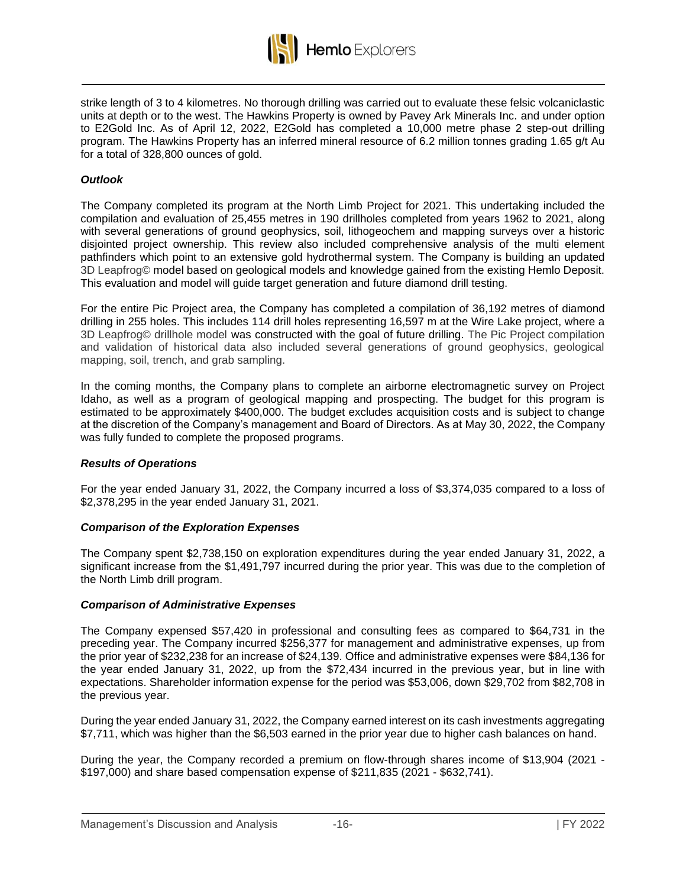strike length of 3 to 4 kilometres. No thorough drilling was carried out to evaluate these felsic volcaniclastic units at depth or to the west. The Hawkins Property is owned by Pavey Ark Minerals Inc. and under option to E2Gold Inc. As of April 12, 2022, E2Gold has completed a 10,000 metre phase 2 step-out drilling program. The Hawkins Property has an inferred mineral resource of 6.2 million tonnes grading 1.65 g/t Au for a total of 328,800 ounces of gold.

***Outlook***

The Company completed its program at the North Limb Project for 2021. This undertaking included the compilation and evaluation of 25,455 metres in 190 drillholes completed from years 1962 to 2021, along with several generations of ground geophysics, soil, lithogeochem and mapping surveys over a historic disjointed project ownership. This review also included comprehensive analysis of the multi element pathfinders which point to an extensive gold hydrothermal system. The Company is building an updated 3D Leapfrog© model based on geological models and knowledge gained from the existing Hemlo Deposit. This evaluation and model will guide target generation and future diamond drill testing.

For the entire Pic Project area, the Company has completed a compilation of 36,192 metres of diamond drilling in 255 holes. This includes 114 drill holes representing 16,597 m at the Wire Lake project, where a 3D Leapfrog© drillhole model was constructed with the goal of future drilling. The Pic Project compilation and validation of historical data also included several generations of ground geophysics, geological mapping, soil, trench, and grab sampling.

In the coming months, the Company plans to complete an airborne electromagnetic survey on Project Idaho, as well as a program of geological mapping and prospecting. The budget for this program is estimated to be approximately $400,000. The budget excludes acquisition costs and is subject to change at the discretion of the Company's management and Board of Directors. As at May 30, 2022, the Company was fully funded to complete the proposed programs.

***Results of Operations***

For the year ended January 31, 2022, the Company incurred a loss of $3,374,035 compared to a loss of $2,378,295 in the year ended January 31, 2021.

***Comparison of the Exploration Expenses***

The Company spent $2,738,150 on exploration expenditures during the year ended January 31, 2022, a significant increase from the $1,491,797 incurred during the prior year. This was due to the completion of the North Limb drill program.

***Comparison of Administrative Expenses***

The Company expensed $57,420 in professional and consulting fees as compared to $64,731 in the preceding year. The Company incurred $256,377 for management and administrative expenses, up from the prior year of $232,238 for an increase of $24,139. Office and administrative expenses were $84,136 for the year ended January 31, 2022, up from the $72,434 incurred in the previous year, but in line with expectations. Shareholder information expense for the period was $53,006, down $29,702 from $82,708 in the previous year.

During the year ended January 31, 2022, the Company earned interest on its cash investments aggregating $7,711, which was higher than the $6,503 earned in the prior year due to higher cash balances on hand.

During the year, the Company recorded a premium on flow-through shares income of $13,904 (2021 - $197,000) and share based compensation expense of $211,835 (2021 - $632,741).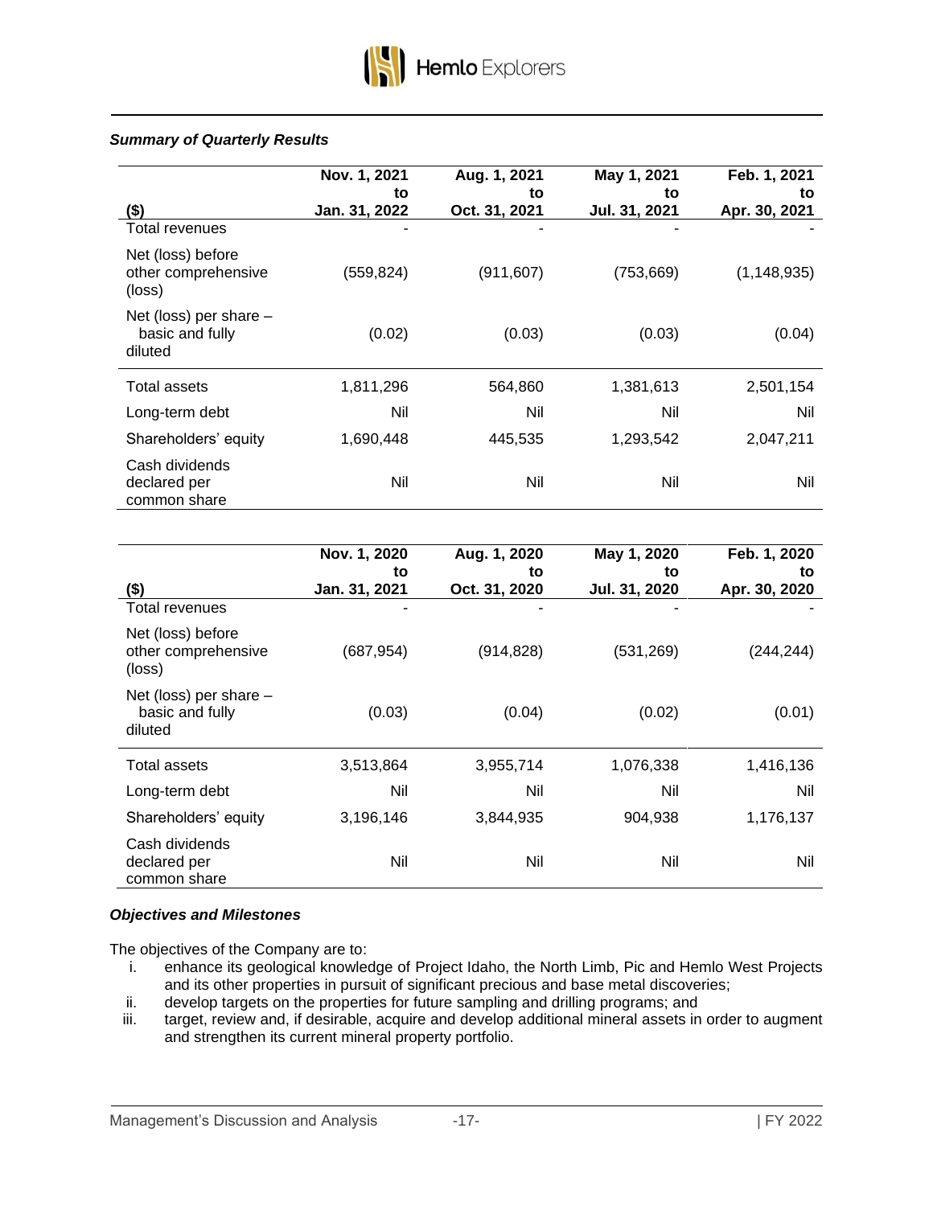***Summary of Quarterly Results***

| ($) | Nov. 1, 2021 to Jan. 31, 2022 | Aug. 1, 2021 to Oct. 31, 2021 | May 1, 2021 to Jul. 31, 2021 | Feb. 1, 2021 to Apr. 30, 2021 |
|---|---|---|---|---|
| Total revenues | - | - | - | - |
| Net (loss) before other comprehensive (loss) | (559,824) | (911,607) | (753,669) | (1,148,935) |
| Net (loss) per share – basic and fully diluted | (0.02) | (0.03) | (0.03) | (0.04) |
| Total assets | 1,811,296 | 564,860 | 1,381,613 | 2,501,154 |
| Long-term debt | Nil | Nil | Nil | Nil |
| Shareholders' equity | 1,690,448 | 445,535 | 1,293,542 | 2,047,211 |
| Cash dividends declared per common share | Nil | Nil | Nil | Nil |

| ($) | Nov. 1, 2020 to Jan. 31, 2021 | Aug. 1, 2020 to Oct. 31, 2020 | May 1, 2020 to Jul. 31, 2020 | Feb. 1, 2020 to Apr. 30, 2020 |
|---|---|---|---|---|
| Total revenues | - | - | - | - |
| Net (loss) before other comprehensive (loss) | (687,954) | (914,828) | (531,269) | (244,244) |
| Net (loss) per share – basic and fully diluted | (0.03) | (0.04) | (0.02) | (0.01) |
| Total assets | 3,513,864 | 3,955,714 | 1,076,338 | 1,416,136 |
| Long-term debt | Nil | Nil | Nil | Nil |
| Shareholders' equity | 3,196,146 | 3,844,935 | 904,938 | 1,176,137 |
| Cash dividends declared per common share | Nil | Nil | Nil | Nil |

***Objectives and Milestones***

The objectives of the Company are to:

i. enhance its geological knowledge of Project Idaho, the North Limb, Pic and Hemlo West Projects and its other properties in pursuit of significant precious and base metal discoveries;
ii. develop targets on the properties for future sampling and drilling programs; and
iii. target, review and, if desirable, acquire and develop additional mineral assets in order to augment and strengthen its current mineral property portfolio.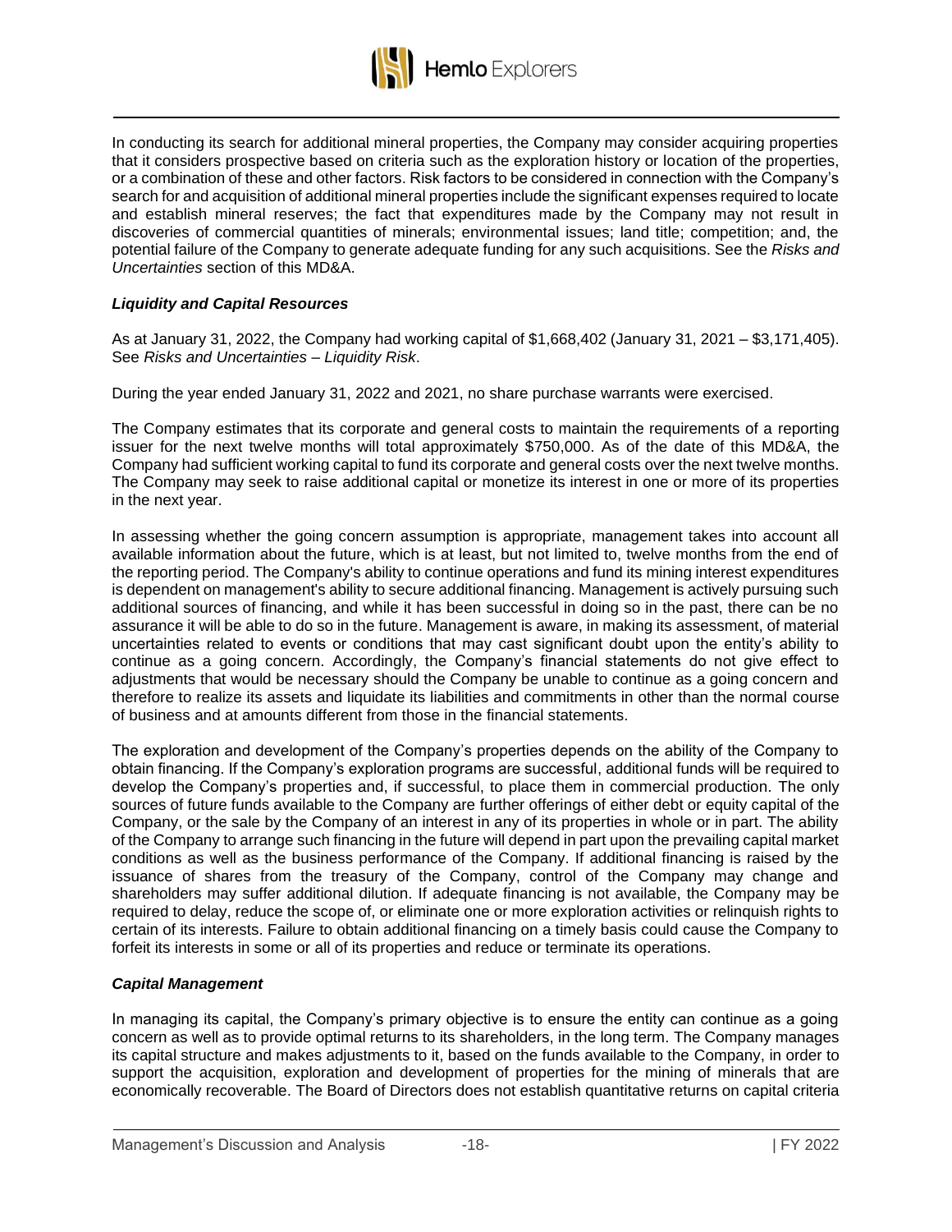In conducting its search for additional mineral properties, the Company may consider acquiring properties that it considers prospective based on criteria such as the exploration history or location of the properties, or a combination of these and other factors. Risk factors to be considered in connection with the Company's search for and acquisition of additional mineral properties include the significant expenses required to locate and establish mineral reserves; the fact that expenditures made by the Company may not result in discoveries of commercial quantities of minerals; environmental issues; land title; competition; and, the potential failure of the Company to generate adequate funding for any such acquisitions. See the *Risks and Uncertainties* section of this MD&A.

### *Liquidity and Capital Resources*

As at January 31, 2022, the Company had working capital of $1,668,402 (January 31, 2021 – $3,171,405). See *Risks and Uncertainties – Liquidity Risk*.

During the year ended January 31, 2022 and 2021, no share purchase warrants were exercised.

The Company estimates that its corporate and general costs to maintain the requirements of a reporting issuer for the next twelve months will total approximately $750,000. As of the date of this MD&A, the Company had sufficient working capital to fund its corporate and general costs over the next twelve months. The Company may seek to raise additional capital or monetize its interest in one or more of its properties in the next year.

In assessing whether the going concern assumption is appropriate, management takes into account all available information about the future, which is at least, but not limited to, twelve months from the end of the reporting period. The Company's ability to continue operations and fund its mining interest expenditures is dependent on management's ability to secure additional financing. Management is actively pursuing such additional sources of financing, and while it has been successful in doing so in the past, there can be no assurance it will be able to do so in the future. Management is aware, in making its assessment, of material uncertainties related to events or conditions that may cast significant doubt upon the entity's ability to continue as a going concern. Accordingly, the Company's financial statements do not give effect to adjustments that would be necessary should the Company be unable to continue as a going concern and therefore to realize its assets and liquidate its liabilities and commitments in other than the normal course of business and at amounts different from those in the financial statements.

The exploration and development of the Company's properties depends on the ability of the Company to obtain financing. If the Company's exploration programs are successful, additional funds will be required to develop the Company's properties and, if successful, to place them in commercial production. The only sources of future funds available to the Company are further offerings of either debt or equity capital of the Company, or the sale by the Company of an interest in any of its properties in whole or in part. The ability of the Company to arrange such financing in the future will depend in part upon the prevailing capital market conditions as well as the business performance of the Company. If additional financing is raised by the issuance of shares from the treasury of the Company, control of the Company may change and shareholders may suffer additional dilution. If adequate financing is not available, the Company may be required to delay, reduce the scope of, or eliminate one or more exploration activities or relinquish rights to certain of its interests. Failure to obtain additional financing on a timely basis could cause the Company to forfeit its interests in some or all of its properties and reduce or terminate its operations.

### *Capital Management*

In managing its capital, the Company's primary objective is to ensure the entity can continue as a going concern as well as to provide optimal returns to its shareholders, in the long term. The Company manages its capital structure and makes adjustments to it, based on the funds available to the Company, in order to support the acquisition, exploration and development of properties for the mining of minerals that are economically recoverable. The Board of Directors does not establish quantitative returns on capital criteria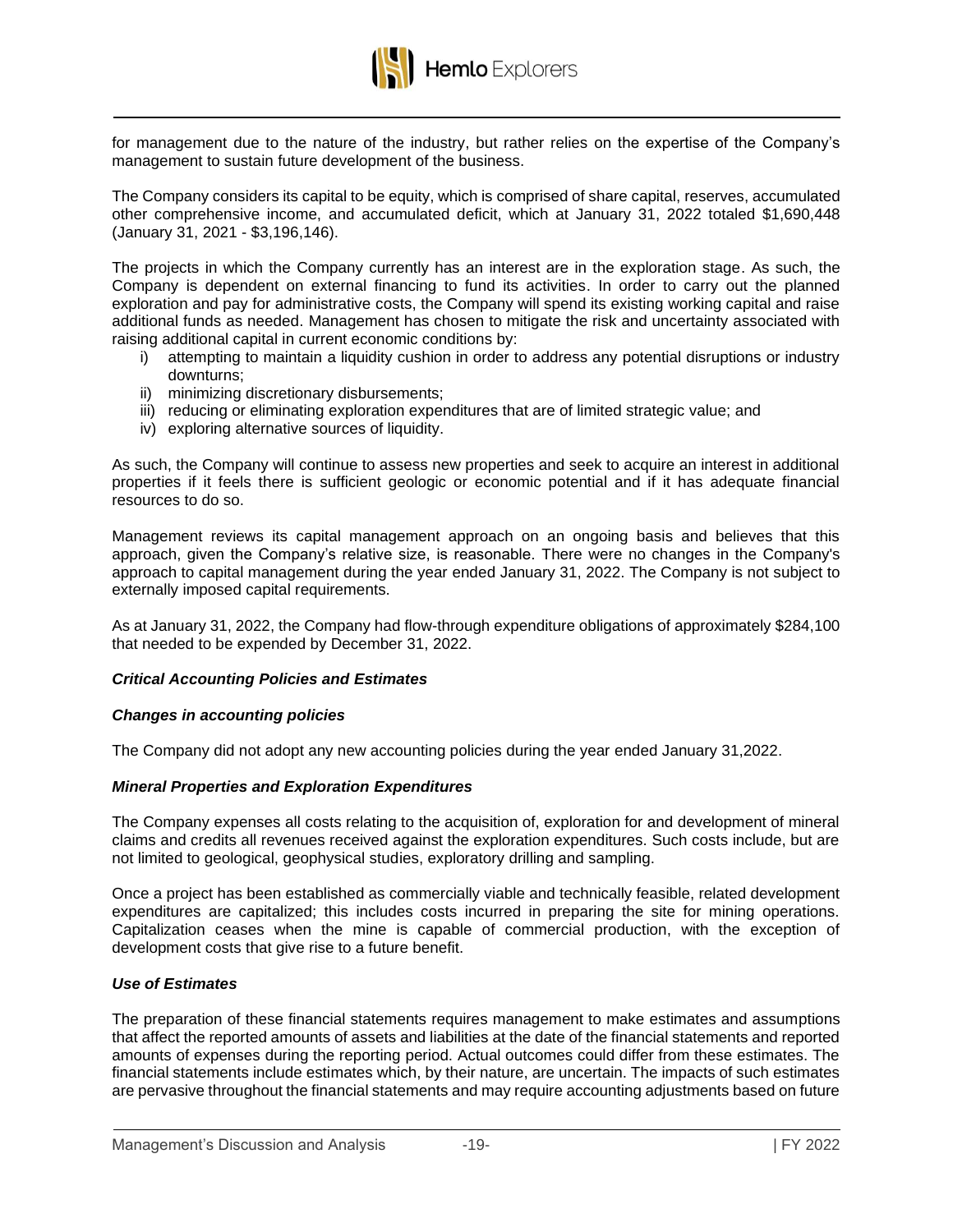for management due to the nature of the industry, but rather relies on the expertise of the Company's management to sustain future development of the business.

The Company considers its capital to be equity, which is comprised of share capital, reserves, accumulated other comprehensive income, and accumulated deficit, which at January 31, 2022 totaled $1,690,448 (January 31, 2021 - $3,196,146).

The projects in which the Company currently has an interest are in the exploration stage. As such, the Company is dependent on external financing to fund its activities. In order to carry out the planned exploration and pay for administrative costs, the Company will spend its existing working capital and raise additional funds as needed. Management has chosen to mitigate the risk and uncertainty associated with raising additional capital in current economic conditions by:

i) attempting to maintain a liquidity cushion in order to address any potential disruptions or industry downturns;
ii) minimizing discretionary disbursements;
iii) reducing or eliminating exploration expenditures that are of limited strategic value; and
iv) exploring alternative sources of liquidity.

As such, the Company will continue to assess new properties and seek to acquire an interest in additional properties if it feels there is sufficient geologic or economic potential and if it has adequate financial resources to do so.

Management reviews its capital management approach on an ongoing basis and believes that this approach, given the Company's relative size, is reasonable. There were no changes in the Company's approach to capital management during the year ended January 31, 2022. The Company is not subject to externally imposed capital requirements.

As at January 31, 2022, the Company had flow-through expenditure obligations of approximately $284,100 that needed to be expended by December 31, 2022.

***Critical Accounting Policies and Estimates***

***Changes in accounting policies***

The Company did not adopt any new accounting policies during the year ended January 31,2022.

***Mineral Properties and Exploration Expenditures***

The Company expenses all costs relating to the acquisition of, exploration for and development of mineral claims and credits all revenues received against the exploration expenditures. Such costs include, but are not limited to geological, geophysical studies, exploratory drilling and sampling.

Once a project has been established as commercially viable and technically feasible, related development expenditures are capitalized; this includes costs incurred in preparing the site for mining operations. Capitalization ceases when the mine is capable of commercial production, with the exception of development costs that give rise to a future benefit.

***Use of Estimates***

The preparation of these financial statements requires management to make estimates and assumptions that affect the reported amounts of assets and liabilities at the date of the financial statements and reported amounts of expenses during the reporting period. Actual outcomes could differ from these estimates. The financial statements include estimates which, by their nature, are uncertain. The impacts of such estimates are pervasive throughout the financial statements and may require accounting adjustments based on future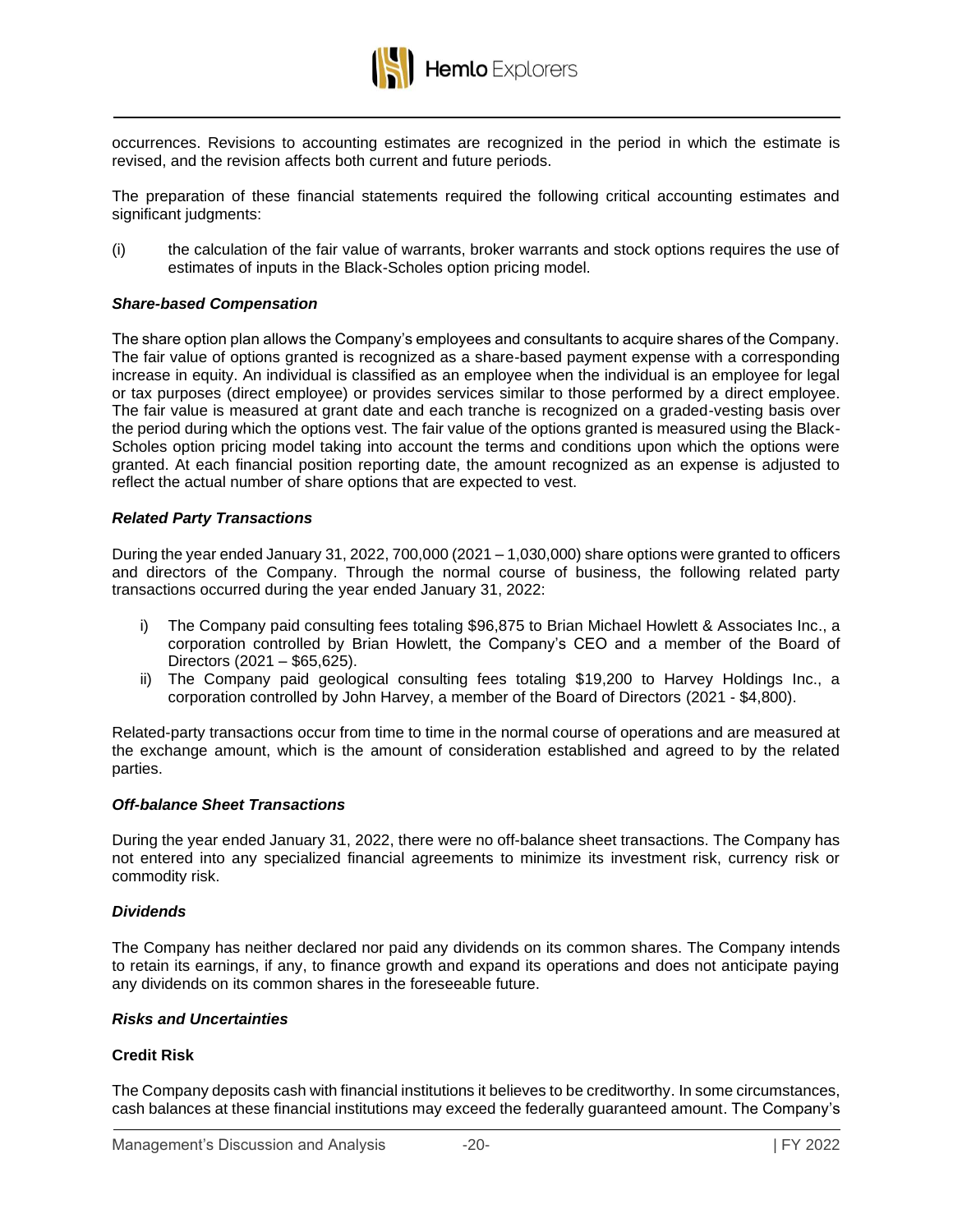occurrences. Revisions to accounting estimates are recognized in the period in which the estimate is revised, and the revision affects both current and future periods.

The preparation of these financial statements required the following critical accounting estimates and significant judgments:

(i) the calculation of the fair value of warrants, broker warrants and stock options requires the use of estimates of inputs in the Black-Scholes option pricing model.

### *Share-based Compensation*

The share option plan allows the Company's employees and consultants to acquire shares of the Company. The fair value of options granted is recognized as a share-based payment expense with a corresponding increase in equity. An individual is classified as an employee when the individual is an employee for legal or tax purposes (direct employee) or provides services similar to those performed by a direct employee. The fair value is measured at grant date and each tranche is recognized on a graded-vesting basis over the period during which the options vest. The fair value of the options granted is measured using the Black-Scholes option pricing model taking into account the terms and conditions upon which the options were granted. At each financial position reporting date, the amount recognized as an expense is adjusted to reflect the actual number of share options that are expected to vest.

### *Related Party Transactions*

During the year ended January 31, 2022, 700,000 (2021 – 1,030,000) share options were granted to officers and directors of the Company. Through the normal course of business, the following related party transactions occurred during the year ended January 31, 2022:

i) The Company paid consulting fees totaling $96,875 to Brian Michael Howlett & Associates Inc., a corporation controlled by Brian Howlett, the Company's CEO and a member of the Board of Directors (2021 – $65,625).
ii) The Company paid geological consulting fees totaling $19,200 to Harvey Holdings Inc., a corporation controlled by John Harvey, a member of the Board of Directors (2021 - $4,800).

Related-party transactions occur from time to time in the normal course of operations and are measured at the exchange amount, which is the amount of consideration established and agreed to by the related parties.

### *Off-balance Sheet Transactions*

During the year ended January 31, 2022, there were no off-balance sheet transactions. The Company has not entered into any specialized financial agreements to minimize its investment risk, currency risk or commodity risk.

### *Dividends*

The Company has neither declared nor paid any dividends on its common shares. The Company intends to retain its earnings, if any, to finance growth and expand its operations and does not anticipate paying any dividends on its common shares in the foreseeable future.

### *Risks and Uncertainties*

#### **Credit Risk**

The Company deposits cash with financial institutions it believes to be creditworthy. In some circumstances, cash balances at these financial institutions may exceed the federally guaranteed amount. The Company's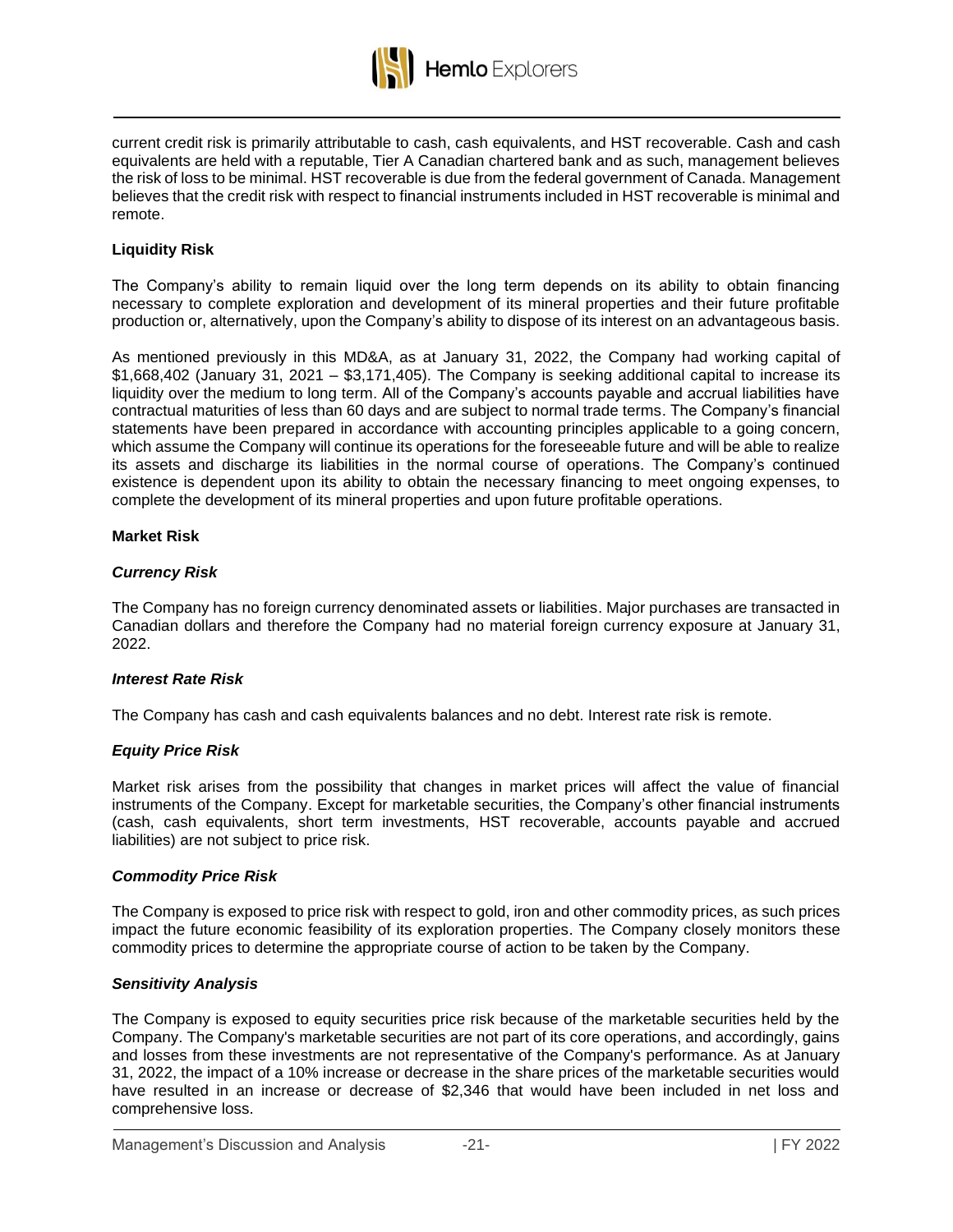current credit risk is primarily attributable to cash, cash equivalents, and HST recoverable. Cash and cash equivalents are held with a reputable, Tier A Canadian chartered bank and as such, management believes the risk of loss to be minimal. HST recoverable is due from the federal government of Canada. Management believes that the credit risk with respect to financial instruments included in HST recoverable is minimal and remote.

**Liquidity Risk**

The Company's ability to remain liquid over the long term depends on its ability to obtain financing necessary to complete exploration and development of its mineral properties and their future profitable production or, alternatively, upon the Company's ability to dispose of its interest on an advantageous basis.

As mentioned previously in this MD&A, as at January 31, 2022, the Company had working capital of $1,668,402 (January 31, 2021 – $3,171,405). The Company is seeking additional capital to increase its liquidity over the medium to long term. All of the Company's accounts payable and accrual liabilities have contractual maturities of less than 60 days and are subject to normal trade terms. The Company's financial statements have been prepared in accordance with accounting principles applicable to a going concern, which assume the Company will continue its operations for the foreseeable future and will be able to realize its assets and discharge its liabilities in the normal course of operations. The Company's continued existence is dependent upon its ability to obtain the necessary financing to meet ongoing expenses, to complete the development of its mineral properties and upon future profitable operations.

**Market Risk**

***Currency Risk***

The Company has no foreign currency denominated assets or liabilities. Major purchases are transacted in Canadian dollars and therefore the Company had no material foreign currency exposure at January 31, 2022.

***Interest Rate Risk***

The Company has cash and cash equivalents balances and no debt. Interest rate risk is remote.

***Equity Price Risk***

Market risk arises from the possibility that changes in market prices will affect the value of financial instruments of the Company. Except for marketable securities, the Company's other financial instruments (cash, cash equivalents, short term investments, HST recoverable, accounts payable and accrued liabilities) are not subject to price risk.

***Commodity Price Risk***

The Company is exposed to price risk with respect to gold, iron and other commodity prices, as such prices impact the future economic feasibility of its exploration properties. The Company closely monitors these commodity prices to determine the appropriate course of action to be taken by the Company.

***Sensitivity Analysis***

The Company is exposed to equity securities price risk because of the marketable securities held by the Company. The Company's marketable securities are not part of its core operations, and accordingly, gains and losses from these investments are not representative of the Company's performance. As at January 31, 2022, the impact of a 10% increase or decrease in the share prices of the marketable securities would have resulted in an increase or decrease of $2,346 that would have been included in net loss and comprehensive loss.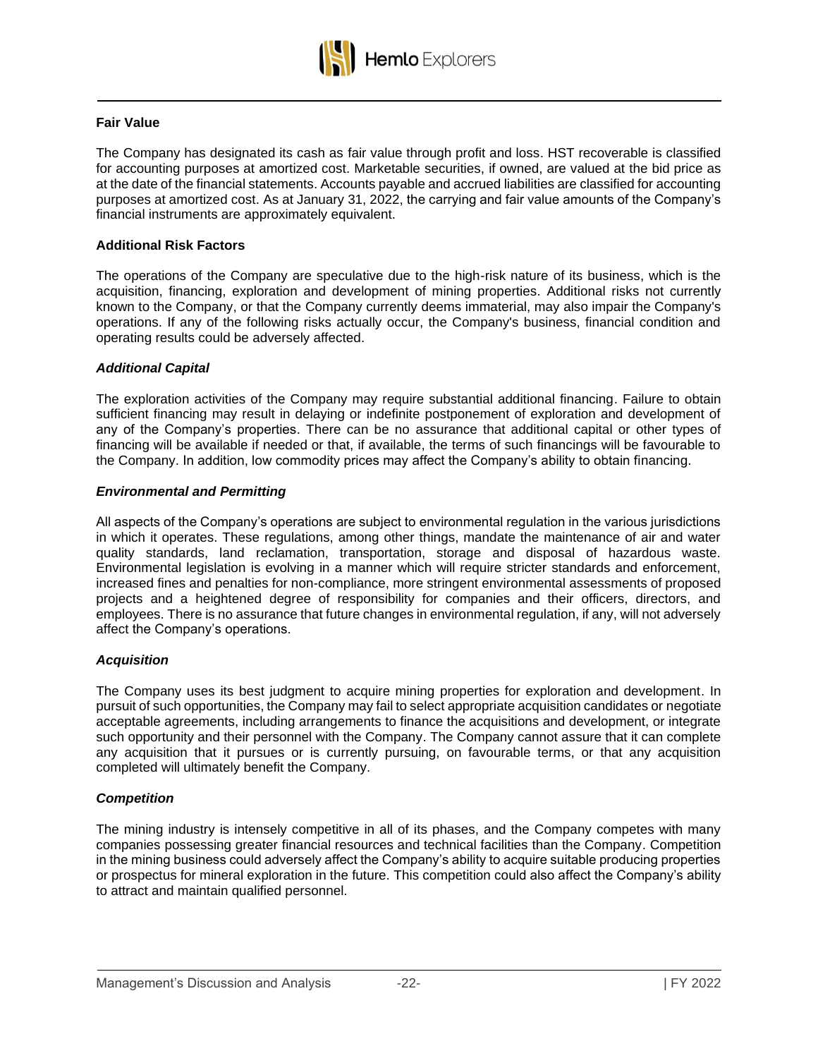## Fair Value

The Company has designated its cash as fair value through profit and loss. HST recoverable is classified for accounting purposes at amortized cost. Marketable securities, if owned, are valued at the bid price as at the date of the financial statements. Accounts payable and accrued liabilities are classified for accounting purposes at amortized cost. As at January 31, 2022, the carrying and fair value amounts of the Company's financial instruments are approximately equivalent.

## Additional Risk Factors

The operations of the Company are speculative due to the high-risk nature of its business, which is the acquisition, financing, exploration and development of mining properties. Additional risks not currently known to the Company, or that the Company currently deems immaterial, may also impair the Company's operations. If any of the following risks actually occur, the Company's business, financial condition and operating results could be adversely affected.

### *Additional Capital*

The exploration activities of the Company may require substantial additional financing. Failure to obtain sufficient financing may result in delaying or indefinite postponement of exploration and development of any of the Company's properties. There can be no assurance that additional capital or other types of financing will be available if needed or that, if available, the terms of such financings will be favourable to the Company. In addition, low commodity prices may affect the Company's ability to obtain financing.

### *Environmental and Permitting*

All aspects of the Company's operations are subject to environmental regulation in the various jurisdictions in which it operates. These regulations, among other things, mandate the maintenance of air and water quality standards, land reclamation, transportation, storage and disposal of hazardous waste. Environmental legislation is evolving in a manner which will require stricter standards and enforcement, increased fines and penalties for non-compliance, more stringent environmental assessments of proposed projects and a heightened degree of responsibility for companies and their officers, directors, and employees. There is no assurance that future changes in environmental regulation, if any, will not adversely affect the Company's operations.

### *Acquisition*

The Company uses its best judgment to acquire mining properties for exploration and development. In pursuit of such opportunities, the Company may fail to select appropriate acquisition candidates or negotiate acceptable agreements, including arrangements to finance the acquisitions and development, or integrate such opportunity and their personnel with the Company. The Company cannot assure that it can complete any acquisition that it pursues or is currently pursuing, on favourable terms, or that any acquisition completed will ultimately benefit the Company.

### *Competition*

The mining industry is intensely competitive in all of its phases, and the Company competes with many companies possessing greater financial resources and technical facilities than the Company. Competition in the mining business could adversely affect the Company's ability to acquire suitable producing properties or prospectus for mineral exploration in the future. This competition could also affect the Company's ability to attract and maintain qualified personnel.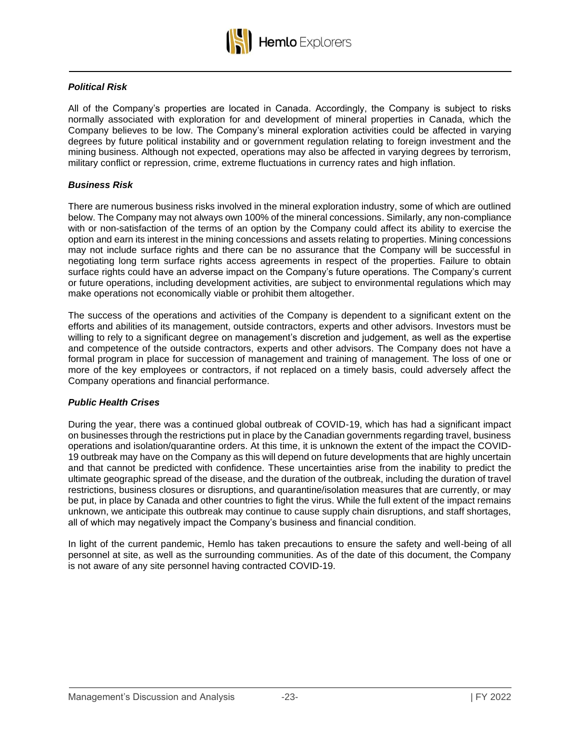### *Political Risk*

All of the Company's properties are located in Canada. Accordingly, the Company is subject to risks normally associated with exploration for and development of mineral properties in Canada, which the Company believes to be low. The Company's mineral exploration activities could be affected in varying degrees by future political instability and or government regulation relating to foreign investment and the mining business. Although not expected, operations may also be affected in varying degrees by terrorism, military conflict or repression, crime, extreme fluctuations in currency rates and high inflation.

### *Business Risk*

There are numerous business risks involved in the mineral exploration industry, some of which are outlined below. The Company may not always own 100% of the mineral concessions. Similarly, any non-compliance with or non-satisfaction of the terms of an option by the Company could affect its ability to exercise the option and earn its interest in the mining concessions and assets relating to properties. Mining concessions may not include surface rights and there can be no assurance that the Company will be successful in negotiating long term surface rights access agreements in respect of the properties. Failure to obtain surface rights could have an adverse impact on the Company's future operations. The Company's current or future operations, including development activities, are subject to environmental regulations which may make operations not economically viable or prohibit them altogether.

The success of the operations and activities of the Company is dependent to a significant extent on the efforts and abilities of its management, outside contractors, experts and other advisors. Investors must be willing to rely to a significant degree on management's discretion and judgement, as well as the expertise and competence of the outside contractors, experts and other advisors. The Company does not have a formal program in place for succession of management and training of management. The loss of one or more of the key employees or contractors, if not replaced on a timely basis, could adversely affect the Company operations and financial performance.

### *Public Health Crises*

During the year, there was a continued global outbreak of COVID-19, which has had a significant impact on businesses through the restrictions put in place by the Canadian governments regarding travel, business operations and isolation/quarantine orders. At this time, it is unknown the extent of the impact the COVID-19 outbreak may have on the Company as this will depend on future developments that are highly uncertain and that cannot be predicted with confidence. These uncertainties arise from the inability to predict the ultimate geographic spread of the disease, and the duration of the outbreak, including the duration of travel restrictions, business closures or disruptions, and quarantine/isolation measures that are currently, or may be put, in place by Canada and other countries to fight the virus. While the full extent of the impact remains unknown, we anticipate this outbreak may continue to cause supply chain disruptions, and staff shortages, all of which may negatively impact the Company's business and financial condition.

In light of the current pandemic, Hemlo has taken precautions to ensure the safety and well-being of all personnel at site, as well as the surrounding communities. As of the date of this document, the Company is not aware of any site personnel having contracted COVID-19.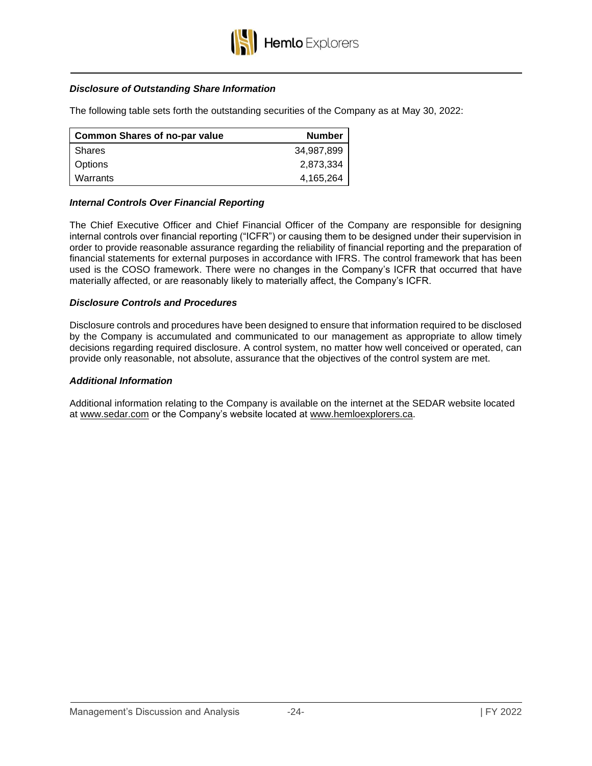### *Disclosure of Outstanding Share Information*

The following table sets forth the outstanding securities of the Company as at May 30, 2022:

| Common Shares of no-par value | Number |
|---|---|
| Shares | 34,987,899 |
| Options | 2,873,334 |
| Warrants | 4,165,264 |

### *Internal Controls Over Financial Reporting*

The Chief Executive Officer and Chief Financial Officer of the Company are responsible for designing internal controls over financial reporting ("ICFR") or causing them to be designed under their supervision in order to provide reasonable assurance regarding the reliability of financial reporting and the preparation of financial statements for external purposes in accordance with IFRS. The control framework that has been used is the COSO framework. There were no changes in the Company's ICFR that occurred that have materially affected, or are reasonably likely to materially affect, the Company's ICFR.

### *Disclosure Controls and Procedures*

Disclosure controls and procedures have been designed to ensure that information required to be disclosed by the Company is accumulated and communicated to our management as appropriate to allow timely decisions regarding required disclosure. A control system, no matter how well conceived or operated, can provide only reasonable, not absolute, assurance that the objectives of the control system are met.

### *Additional Information*

Additional information relating to the Company is available on the internet at the SEDAR website located at www.sedar.com or the Company's website located at www.hemloexplorers.ca.